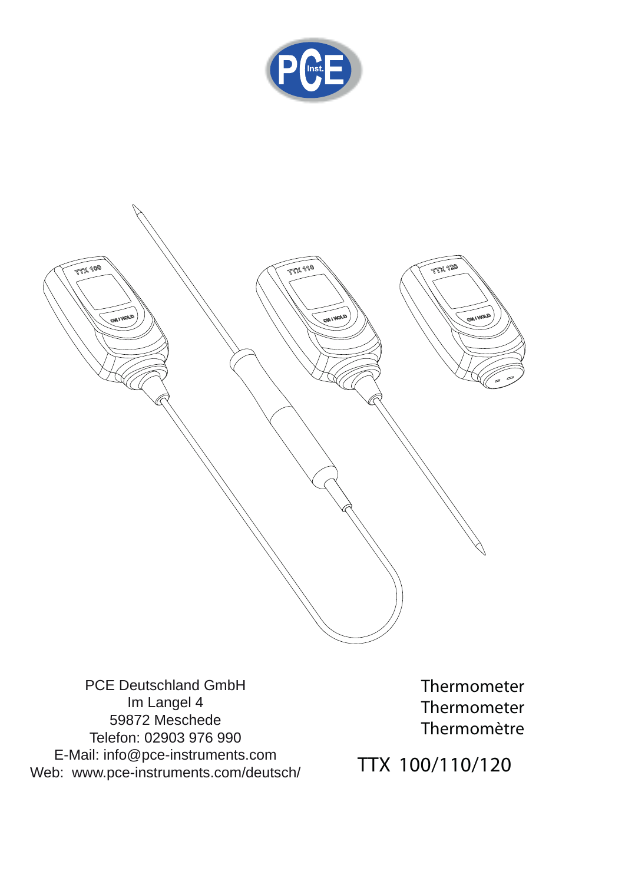PCE Deutschland GmbH
Im Langel 4
59872 Meschede
Telefon: 02903 976 990
E-Mail: info@pce-instruments.com
Web: www.pce-instruments.com/deutsch/

Thermometer
Thermometer
Thermomètre

# TTX 100/110/120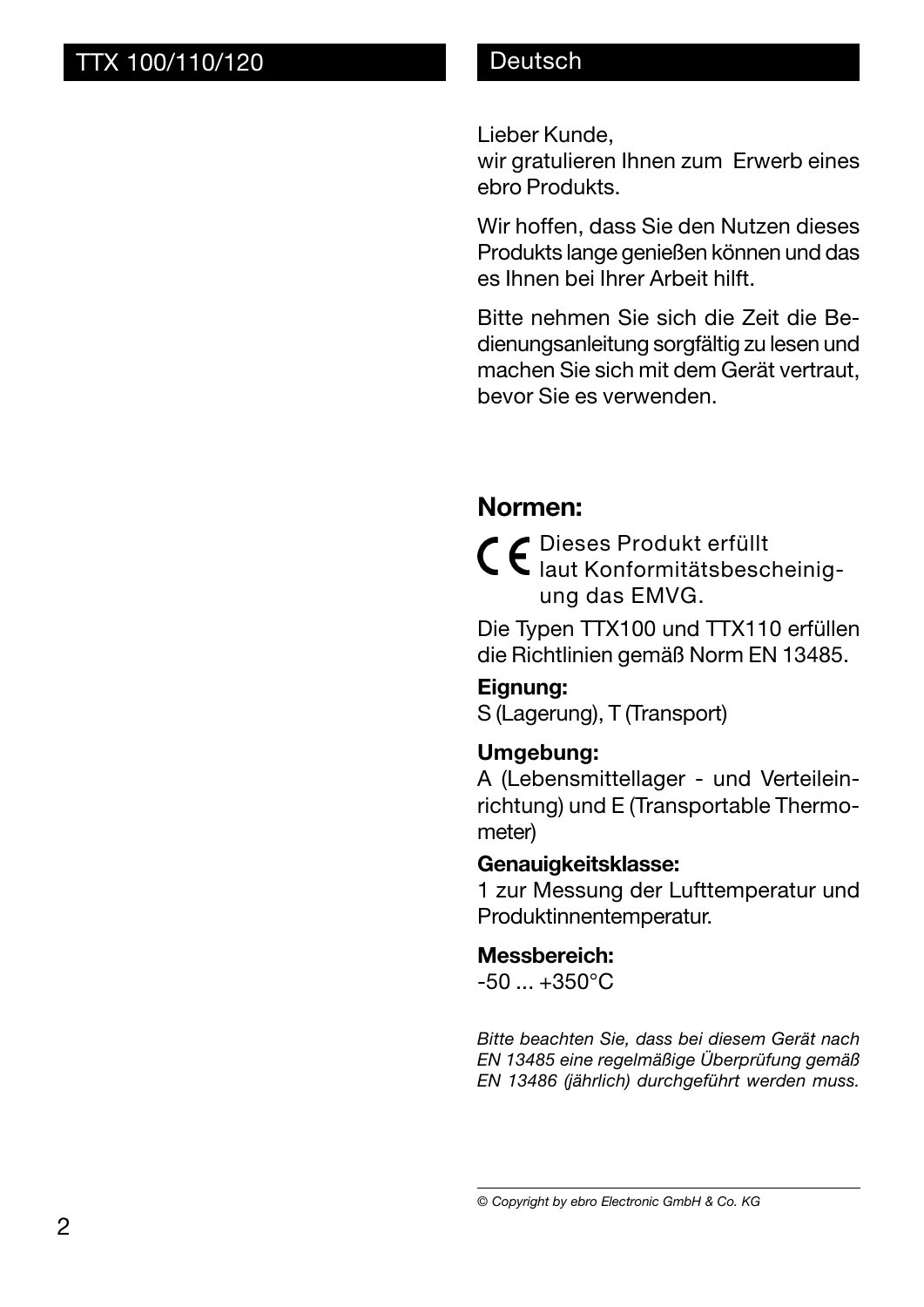Lieber Kunde,
wir gratulieren Ihnen zum Erwerb eines ebro Produkts.

Wir hoffen, dass Sie den Nutzen dieses Produkts lange genießen können und das es Ihnen bei Ihrer Arbeit hilft.

Bitte nehmen Sie sich die Zeit die Bedienungsanleitung sorgfältig zu lesen und machen Sie sich mit dem Gerät vertraut, bevor Sie es verwenden.

## Normen:

CE Dieses Produkt erfüllt laut Konformitätsbescheinigung das EMVG.

Die Typen TTX100 und TTX110 erfüllen die Richtlinien gemäß Norm EN 13485.

**Eignung:**
S (Lagerung), T (Transport)

**Umgebung:**
A (Lebensmittellager - und Verteileinrichtung) und E (Transportable Thermometer)

**Genauigkeitsklasse:**
1 zur Messung der Lufttemperatur und Produktinnentemperatur.

**Messbereich:**
-50 ... +350°C

*Bitte beachten Sie, dass bei diesem Gerät nach EN 13485 eine regelmäßige Überprüfung gemäß EN 13486 (jährlich) durchgeführt werden muss.*

*© Copyright by ebro Electronic GmbH & Co. KG*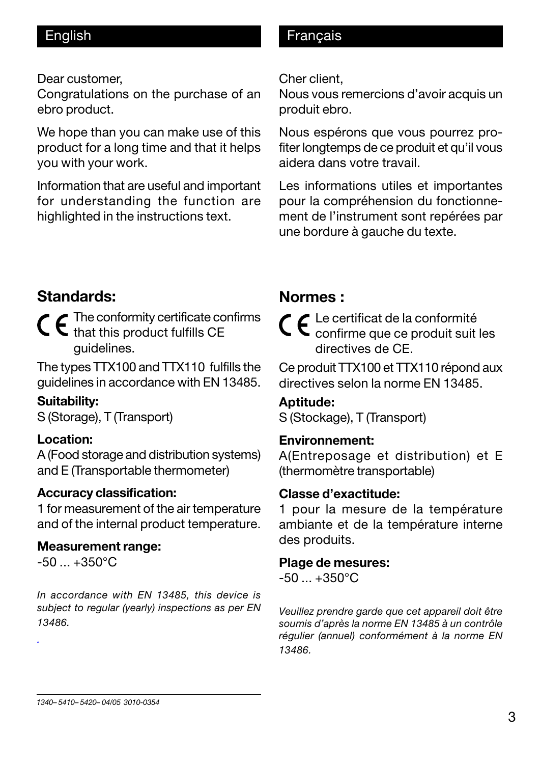## English

Dear customer,
Congratulations on the purchase of an ebro product.

We hope than you can make use of this product for a long time and that it helps you with your work.

Information that are useful and important for understanding the function are highlighted in the instructions text.

## Standards:

CE The conformity certificate confirms that this product fulfills CE guidelines.

The types TTX100 and TTX110 fulfills the guidelines in accordance with EN 13485.

**Suitability:**
S (Storage), T (Transport)

**Location:**
A (Food storage and distribution systems) and E (Transportable thermometer)

**Accuracy classification:**
1 for measurement of the air temperature and of the internal product temperature.

**Measurement range:**
-50 ... +350°C

*In accordance with EN 13485, this device is subject to regular (yearly) inspections as per EN 13486.*

## Français

Cher client,
Nous vous remercions d'avoir acquis un produit ebro.

Nous espérons que vous pourrez profiter longtemps de ce produit et qu'il vous aidera dans votre travail.

Les informations utiles et importantes pour la compréhension du fonctionnement de l'instrument sont repérées par une bordure à gauche du texte.

## Normes :

CE Le certificat de la conformité confirme que ce produit suit les directives de CE.

Ce produit TTX100 et TTX110 répond aux directives selon la norme EN 13485.

**Aptitude:**
S (Stockage), T (Transport)

**Environnement:**
A(Entreposage et distribution) et E (thermomètre transportable)

**Classe d'exactitude:**
1 pour la mesure de la température ambiante et de la température interne des produits.

**Plage de mesures:**
-50 ... +350°C

*Veuillez prendre garde que cet appareil doit être soumis d'après la norme EN 13485 à un contrôle régulier (annuel) conformément à la norme EN 13486.*

*1340– 5410– 5420– 04/05 3010-0354*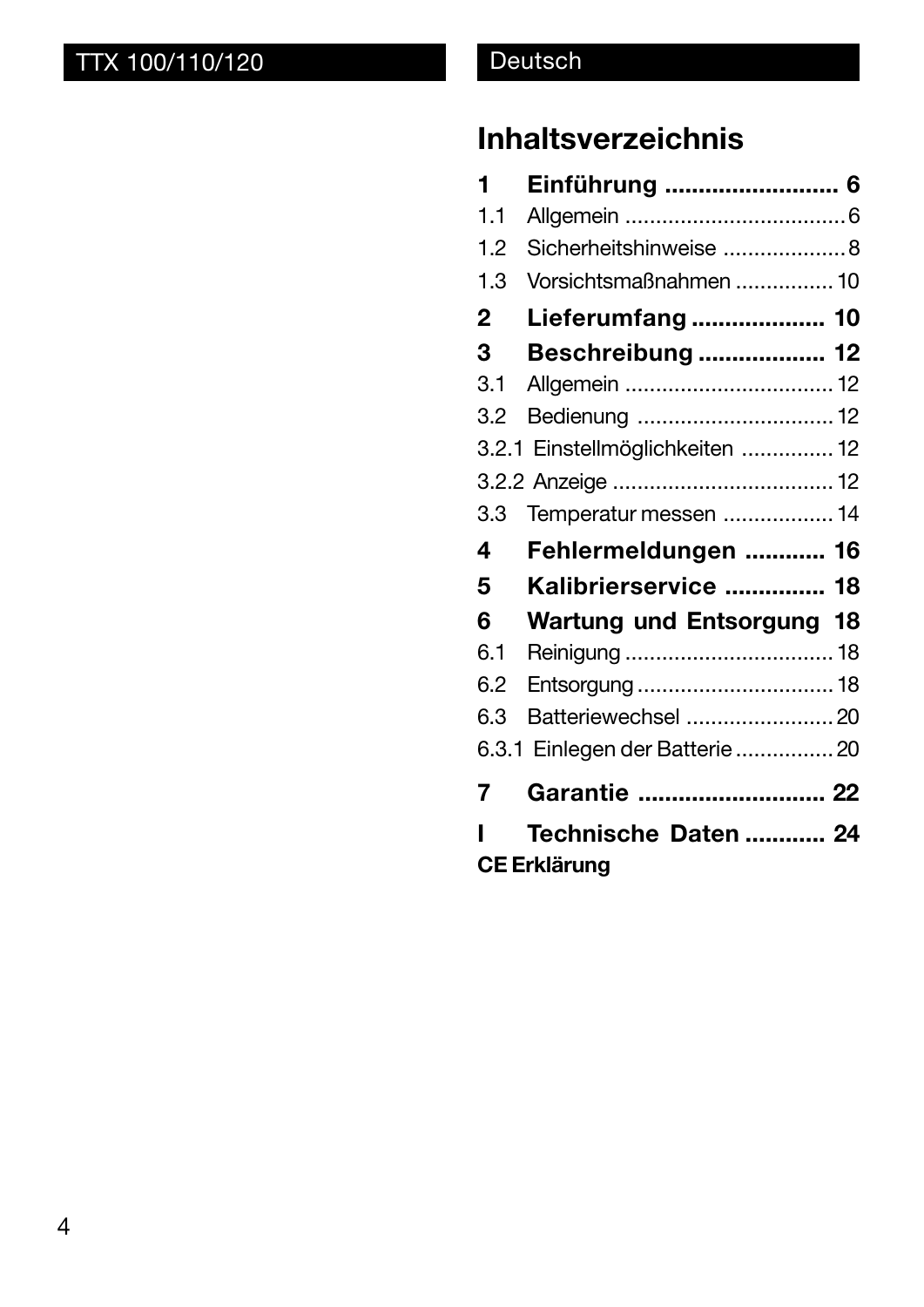# Inhaltsverzeichnis

**1 Einführung .......................... 6**

1.1 Allgemein .................................... 6

1.2 Sicherheitshinweise .................... 8

1.3 Vorsichtsmaßnahmen ................ 10

**2 Lieferumfang ................... 10**

**3 Beschreibung .................. 12**

3.1 Allgemein .................................. 12

3.2 Bedienung ................................ 12

3.2.1 Einstellmöglichkeiten ............... 12

3.2.2 Anzeige .................................... 12

3.3 Temperatur messen .................. 14

**4 Fehlermeldungen ............ 16**

**5 Kalibrierservice ............... 18**

**6 Wartung und Entsorgung 18**

6.1 Reinigung .................................. 18

6.2 Entsorgung ................................ 18

6.3 Batteriewechsel ......................... 20

6.3.1 Einlegen der Batterie ................ 20

**7 Garantie ........................... 22**

**I Technische Daten ............ 24**

**CE Erklärung**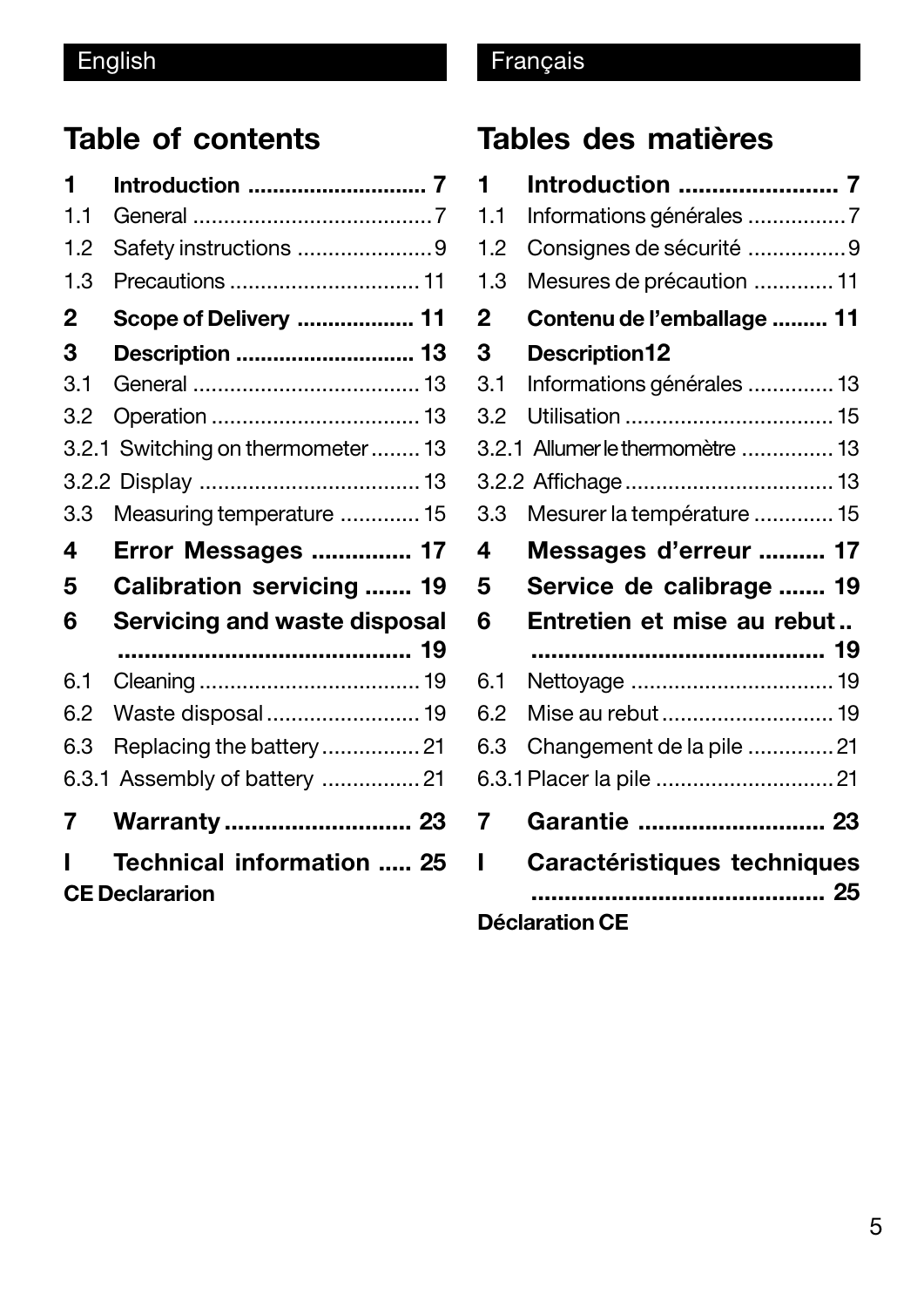English

# Table of contents

**1 Introduction ............................ 7**
1.1 General ....................................... 7
1.2 Safety instructions ...................... 9
1.3 Precautions ............................... 11

**2 Scope of Delivery .................. 11**

**3 Description ............................ 13**
3.1 General ..................................... 13
3.2 Operation .................................. 13
3.2.1 Switching on thermometer ........ 13
3.2.2 Display .................................... 13
3.3 Measuring temperature ............. 15

**4 Error Messages ............... 17**

**5 Calibration servicing ....... 19**

**6 Servicing and waste disposal ............................................ 19**
6.1 Cleaning .................................... 19
6.2 Waste disposal ......................... 19
6.3 Replacing the battery ................ 21
6.3.1 Assembly of battery ................ 21

**7 Warranty ............................ 23**

**I Technical information ..... 25**

**CE Declararion**

Français

# Tables des matières

**1 Introduction ........................ 7**
1.1 Informations générales ................ 7
1.2 Consignes de sécurité ................ 9
1.3 Mesures de précaution ............. 11

**2 Contenu de l'emballage ......... 11**

**3 Description12**
3.1 Informations générales .............. 13
3.2 Utilisation .................................. 15
3.2.1 Allumer le thermomètre ............... 13
3.2.2 Affichage .................................. 13
3.3 Mesurer la température ............. 15

**4 Messages d'erreur .......... 17**

**5 Service de calibrage ....... 19**

**6 Entretien et mise au rebut .. ............................................ 19**
6.1 Nettoyage ................................. 19
6.2 Mise au rebut ............................ 19
6.3 Changement de la pile .............. 21
6.3.1 Placer la pile ............................. 21

**7 Garantie ........................... 23**

**I Caractéristiques techniques ............................................ 25**

**Déclaration CE**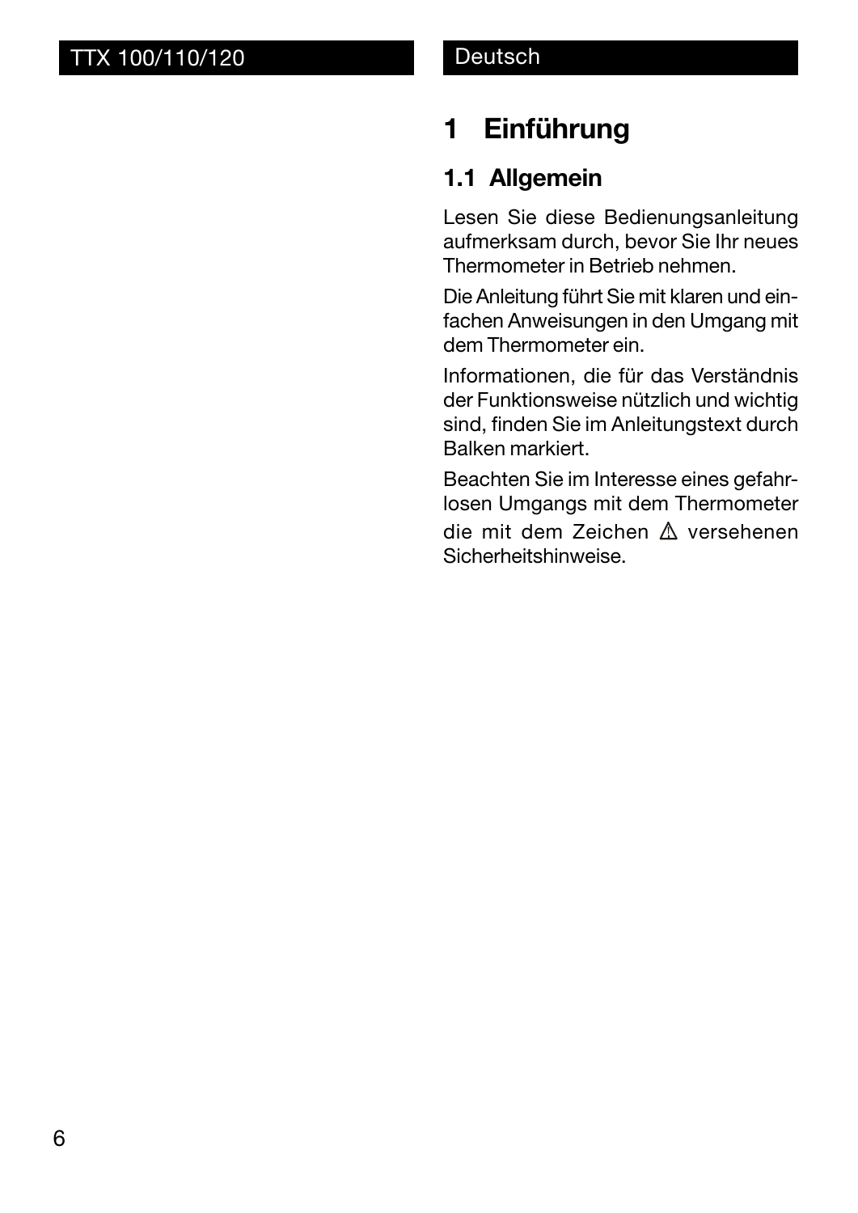# 1 Einführung

## 1.1 Allgemein

Lesen Sie diese Bedienungsanleitung aufmerksam durch, bevor Sie Ihr neues Thermometer in Betrieb nehmen.

Die Anleitung führt Sie mit klaren und einfachen Anweisungen in den Umgang mit dem Thermometer ein.

Informationen, die für das Verständnis der Funktionsweise nützlich und wichtig sind, finden Sie im Anleitungstext durch Balken markiert.

Beachten Sie im Interesse eines gefahrlosen Umgangs mit dem Thermometer die mit dem Zeichen ⚠ versehenen Sicherheitshinweise.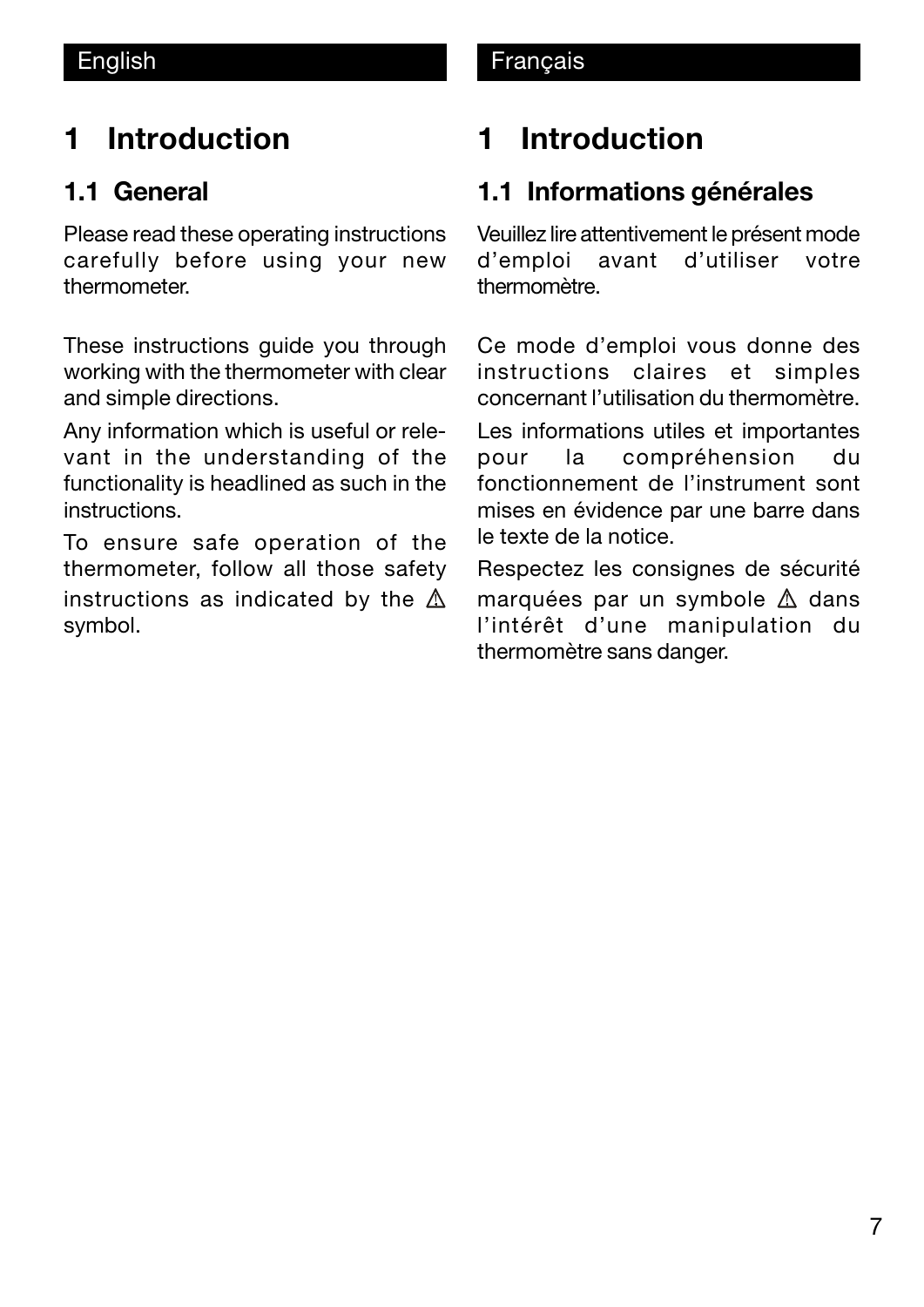English

# 1 Introduction

## 1.1 General

Please read these operating instructions carefully before using your new thermometer.

These instructions guide you through working with the thermometer with clear and simple directions.

Any information which is useful or relevant in the understanding of the functionality is headlined as such in the instructions.

To ensure safe operation of the thermometer, follow all those safety instructions as indicated by the ⚠ symbol.

Français

# 1 Introduction

## 1.1 Informations générales

Veuillez lire attentivement le présent mode d'emploi avant d'utiliser votre thermomètre.

Ce mode d'emploi vous donne des instructions claires et simples concernant l'utilisation du thermomètre.

Les informations utiles et importantes pour la compréhension du fonctionnement de l'instrument sont mises en évidence par une barre dans le texte de la notice.

Respectez les consignes de sécurité marquées par un symbole ⚠ dans l'intérêt d'une manipulation du thermomètre sans danger.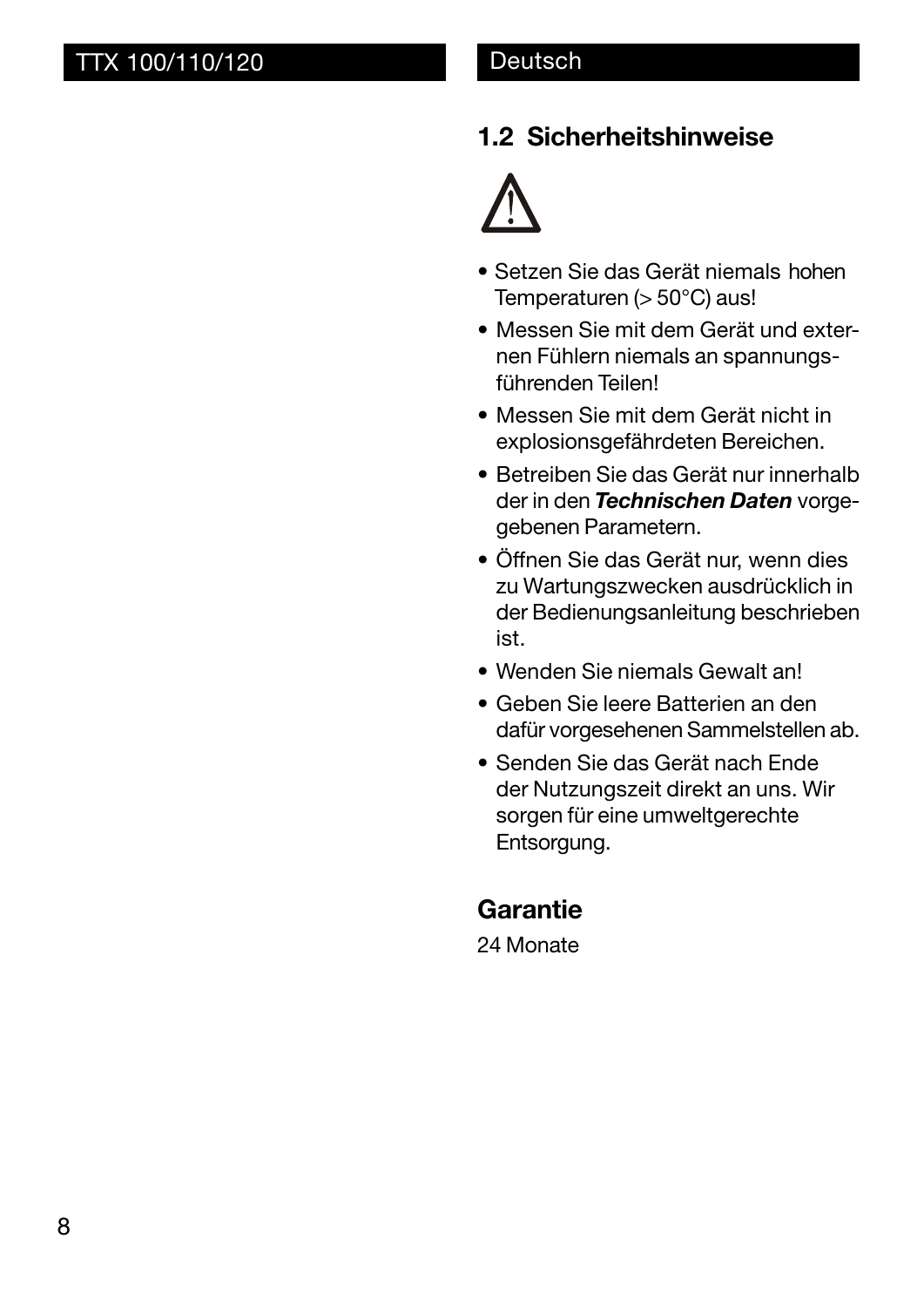## 1.2 Sicherheitshinweise

⚠

- Setzen Sie das Gerät niemals hohen Temperaturen (> 50°C) aus!
- Messen Sie mit dem Gerät und externen Fühlern niemals an spannungsführenden Teilen!
- Messen Sie mit dem Gerät nicht in explosionsgefährdeten Bereichen.
- Betreiben Sie das Gerät nur innerhalb der in den ***Technischen Daten*** vorgegebenen Parametern.
- Öffnen Sie das Gerät nur, wenn dies zu Wartungszwecken ausdrücklich in der Bedienungsanleitung beschrieben ist.
- Wenden Sie niemals Gewalt an!
- Geben Sie leere Batterien an den dafür vorgesehenen Sammelstellen ab.
- Senden Sie das Gerät nach Ende der Nutzungszeit direkt an uns. Wir sorgen für eine umweltgerechte Entsorgung.

## Garantie

24 Monate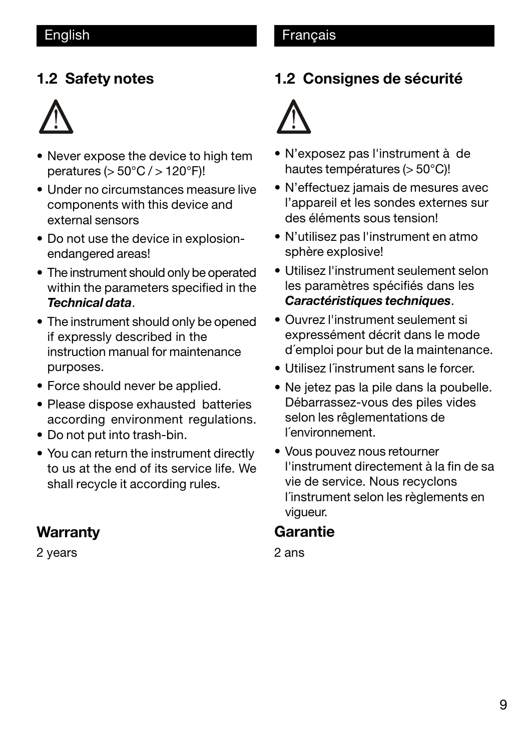English

## 1.2 Safety notes

⚠

- Never expose the device to high tem peratures (> 50°C / > 120°F)!
- Under no circumstances measure live components with this device and external sensors
- Do not use the device in explosion-endangered areas!
- The instrument should only be operated within the parameters specified in the ***Technical data***.
- The instrument should only be opened if expressly described in the instruction manual for maintenance purposes.
- Force should never be applied.
- Please dispose exhausted batteries according environment regulations.
- Do not put into trash-bin.
- You can return the instrument directly to us at the end of its service life. We shall recycle it according rules.

## Warranty

2 years

Français

## 1.2 Consignes de sécurité

⚠

- N'exposez pas l'instrument à de hautes températures (> 50°C)!
- N'effectuez jamais de mesures avec l'appareil et les sondes externes sur des éléments sous tension!
- N'utilisez pas l'instrument en atmo sphère explosive!
- Utilisez l'instrument seulement selon les paramètres spécifiés dans les ***Caractéristiques techniques***.
- Ouvrez l'instrument seulement si expressément décrit dans le mode d´emploi pour but de la maintenance.
- Utilisez l´instrument sans le forcer.
- Ne jetez pas la pile dans la poubelle. Débarrassez-vous des piles vides selon les rêglementations de l´environnement.
- Vous pouvez nous retourner l'instrument directement à la fin de sa vie de service. Nous recyclons l´instrument selon les règlements en vigueur.

## Garantie

2 ans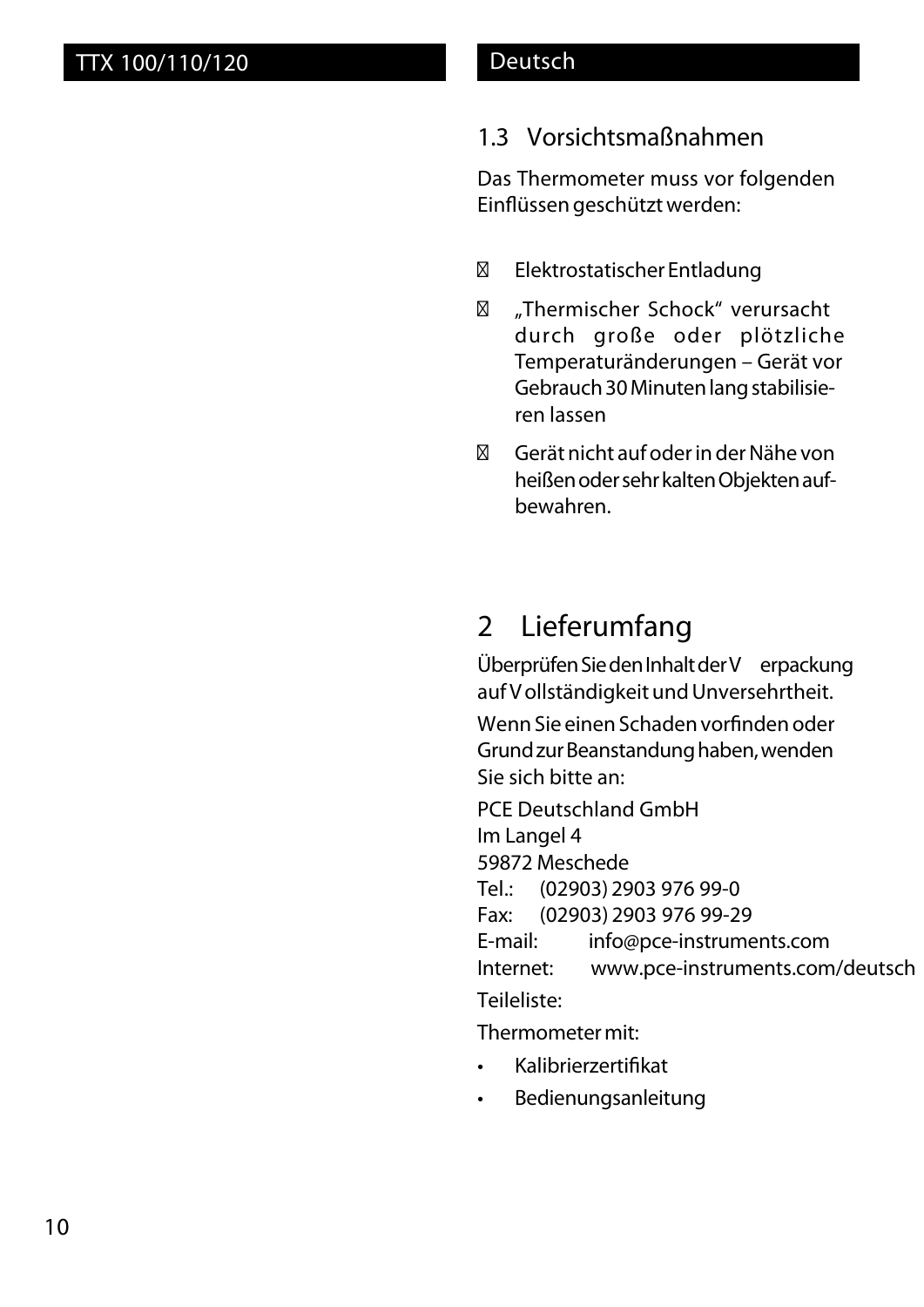## 1.3 Vorsichtsmaßnahmen

Das Thermometer muss vor folgenden Einflüssen geschützt werden:

- Elektrostatischer Entladung
- „Thermischer Schock“ verursacht durch große oder plötzliche Temperaturänderungen – Gerät vor Gebrauch 30 Minuten lang stabilisieren lassen
- Gerät nicht auf oder in der Nähe von heißen oder sehr kalten Objekten aufbewahren.

# 2 Lieferumfang

Überprüfen Sie den Inhalt der Verpackung auf Vollständigkeit und Unversehrtheit.

Wenn Sie einen Schaden vorfinden oder Grund zur Beanstandung haben, wenden Sie sich bitte an:

PCE Deutschland GmbH
Im Langel 4
59872 Meschede
Tel.: (02903) 2903 976 99-0
Fax: (02903) 2903 976 99-29
E-mail: info@pce-instruments.com
Internet: www.pce-instruments.com/deutsch

Teileliste:

Thermometer mit:

- Kalibrierzertifikat
- Bedienungsanleitung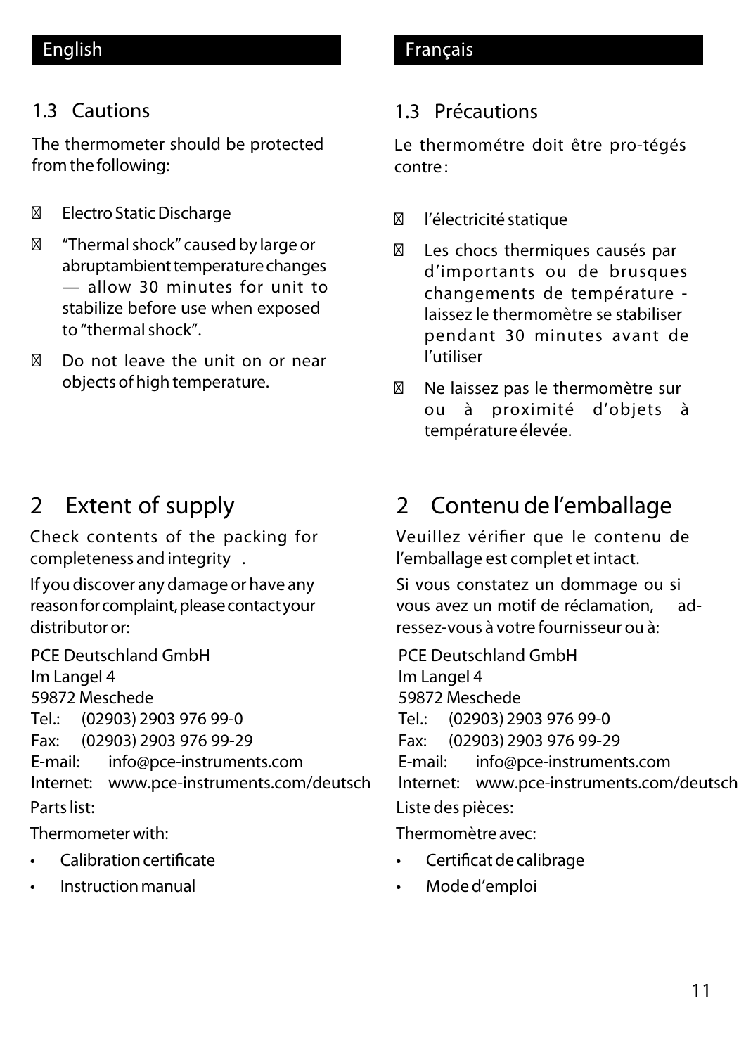English

### 1.3 Cautions

The thermometer should be protected from the following:

-  Electro Static Discharge
-  “Thermal shock” caused by large or abruptambient temperature changes — allow 30 minutes for unit to stabilize before use when exposed to “thermal shock”.
-  Do not leave the unit on or near objects of high temperature.

## 2 Extent of supply

Check contents of the packing for completeness and integrity .

If you discover any damage or have any reason for complaint, please contact your distributor or:

PCE Deutschland GmbH
Im Langel 4
59872 Meschede
Tel.: (02903) 2903 976 99-0
Fax: (02903) 2903 976 99-29
E-mail: info@pce-instruments.com
Internet: www.pce-instruments.com/deutsch

Parts list:

Thermometer with:

- Calibration certificate
- Instruction manual

Français

### 1.3 Précautions

Le thermométre doit être pro-tégés contre :

-  l’électricité statique
-  Les chocs thermiques causés par d’importants ou de brusques changements de température - laissez le thermomètre se stabiliser pendant 30 minutes avant de l’utiliser
-  Ne laissez pas le thermomètre sur ou à proximité d’objets à température élevée.

## 2 Contenu de l’emballage

Veuillez vérifier que le contenu de l’emballage est complet et intact.

Si vous constatez un dommage ou si vous avez un motif de réclamation, ad-ressez-vous à votre fournisseur ou à:

PCE Deutschland GmbH
Im Langel 4
59872 Meschede
Tel.: (02903) 2903 976 99-0
Fax: (02903) 2903 976 99-29
E-mail: info@pce-instruments.com
Internet: www.pce-instruments.com/deutsch

Liste des pièces:

Thermomètre avec:

- Certificat de calibrage
- Mode d’emploi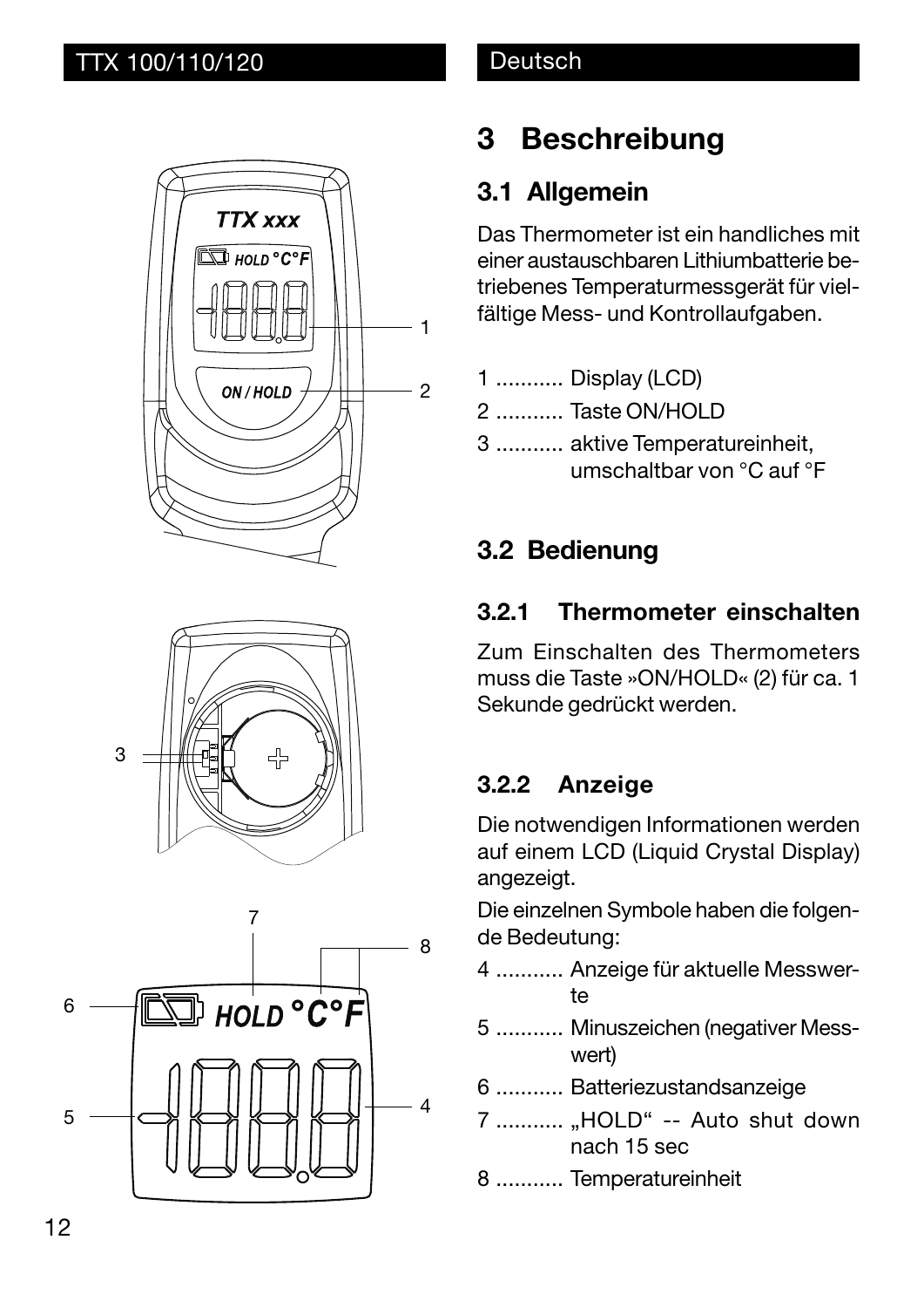# 3 Beschreibung

## 3.1 Allgemein

Das Thermometer ist ein handliches mit einer austauschbaren Lithiumbatterie betriebenes Temperaturmessgerät für vielfältige Mess- und Kontrollaufgaben.

1 ........... Display (LCD)
2 ........... Taste ON/HOLD
3 ........... aktive Temperatureinheit, umschaltbar von °C auf °F

## 3.2 Bedienung

### 3.2.1 Thermometer einschalten

Zum Einschalten des Thermometers muss die Taste »ON/HOLD« (2) für ca. 1 Sekunde gedrückt werden.

### 3.2.2 Anzeige

Die notwendigen Informationen werden auf einem LCD (Liquid Crystal Display) angezeigt.

Die einzelnen Symbole haben die folgende Bedeutung:

4 ........... Anzeige für aktuelle Messwerte
5 ........... Minuszeichen (negativer Messwert)
6 ........... Batteriezustandsanzeige
7 ........... „HOLD" -- Auto shut down nach 15 sec
8 ........... Temperatureinheit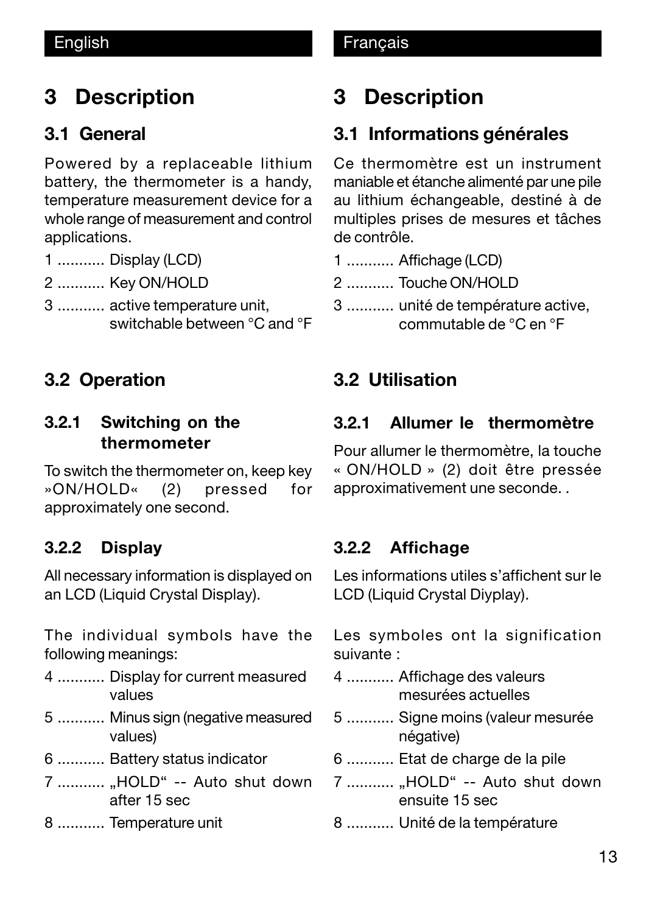English

# 3 Description

## 3.1 General

Powered by a replaceable lithium battery, the thermometer is a handy, temperature measurement device for a whole range of measurement and control applications.

1 ........... Display (LCD)
2 ........... Key ON/HOLD
3 ........... active temperature unit, switchable between °C and °F

## 3.2 Operation

### 3.2.1 Switching on the thermometer

To switch the thermometer on, keep key »ON/HOLD« (2) pressed for approximately one second.

### 3.2.2 Display

All necessary information is displayed on an LCD (Liquid Crystal Display).

The individual symbols have the following meanings:

4 ........... Display for current measured values
5 ........... Minus sign (negative measured values)
6 ........... Battery status indicator
7 ........... „HOLD“ -- Auto shut down after 15 sec
8 ........... Temperature unit

Français

# 3 Description

## 3.1 Informations générales

Ce thermomètre est un instrument maniable et étanche alimenté par une pile au lithium échangeable, destiné à de multiples prises de mesures et tâches de contrôle.

1 ........... Affichage (LCD)
2 ........... Touche ON/HOLD
3 ........... unité de température active, commutable de °C en °F

## 3.2 Utilisation

### 3.2.1 Allumer le thermomètre

Pour allumer le thermomètre, la touche « ON/HOLD » (2) doit être pressée approximativement une seconde. .

### 3.2.2 Affichage

Les informations utiles s’affichent sur le LCD (Liquid Crystal Diyplay).

Les symboles ont la signification suivante :

4 ........... Affichage des valeurs mesurées actuelles
5 ........... Signe moins (valeur mesurée négative)
6 ........... Etat de charge de la pile
7 ........... „HOLD“ -- Auto shut down ensuite 15 sec
8 ........... Unité de la température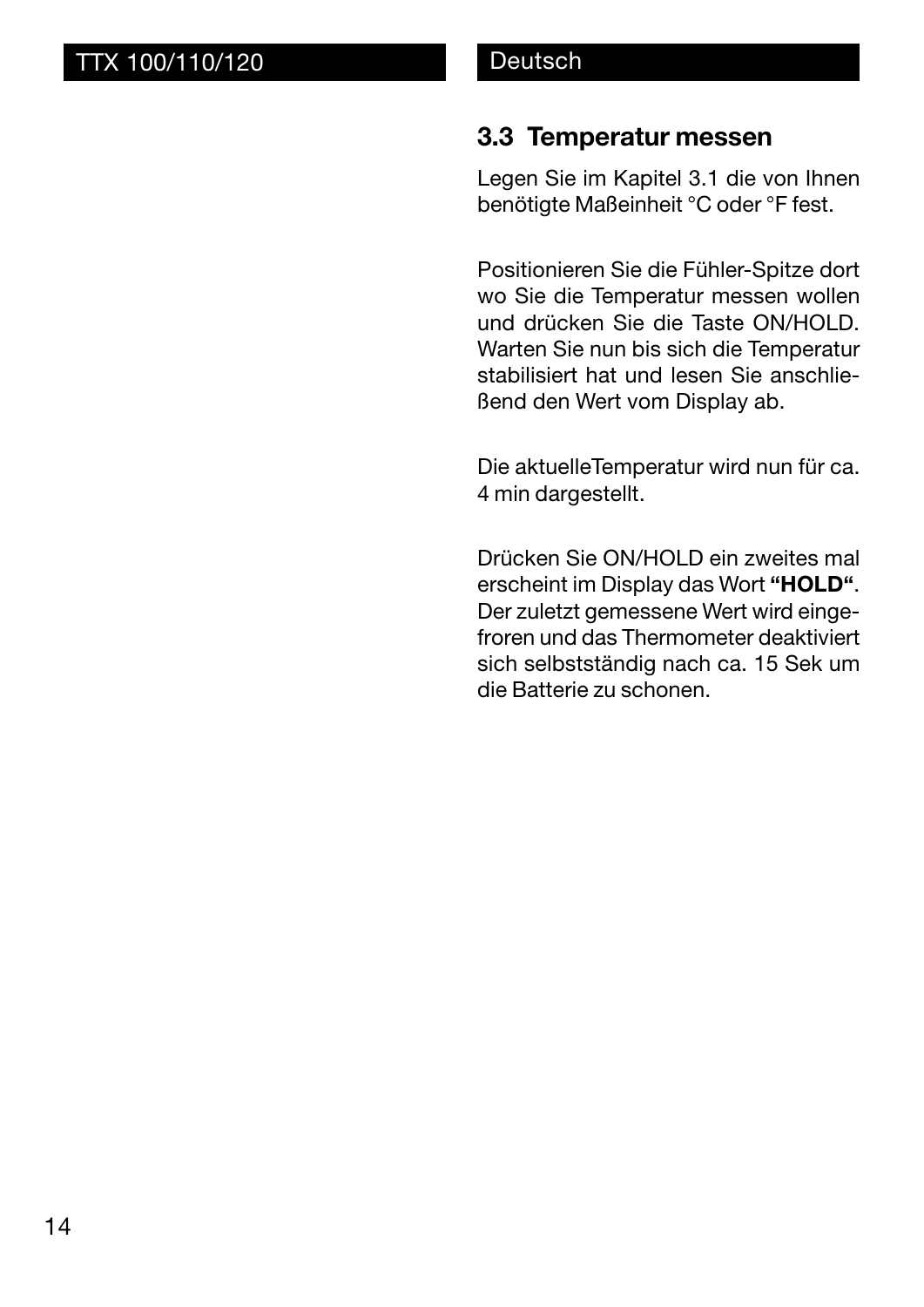## 3.3 Temperatur messen

Legen Sie im Kapitel 3.1 die von Ihnen benötigte Maßeinheit °C oder °F fest.

Positionieren Sie die Fühler-Spitze dort wo Sie die Temperatur messen wollen und drücken Sie die Taste ON/HOLD. Warten Sie nun bis sich die Temperatur stabilisiert hat und lesen Sie anschließend den Wert vom Display ab.

Die aktuelleTemperatur wird nun für ca. 4 min dargestellt.

Drücken Sie ON/HOLD ein zweites mal erscheint im Display das Wort **“HOLD“**. Der zuletzt gemessene Wert wird eingefroren und das Thermometer deaktiviert sich selbstständig nach ca. 15 Sek um die Batterie zu schonen.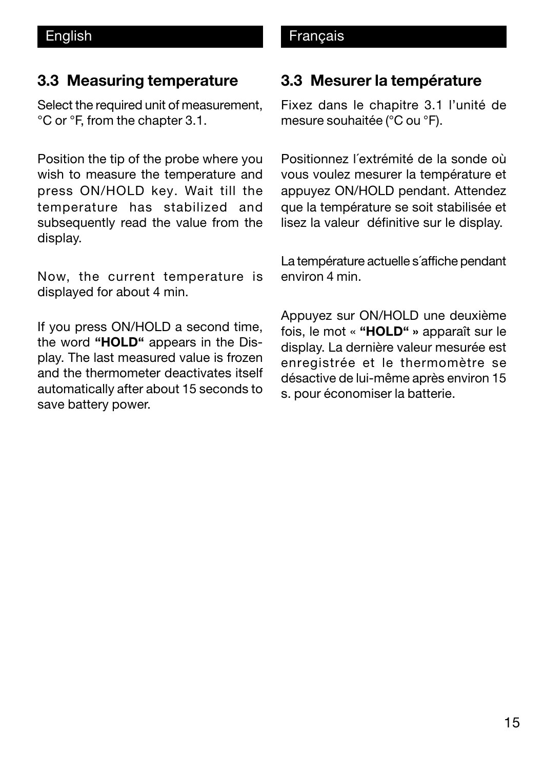English

## 3.3 Measuring temperature

Select the required unit of measurement, °C or °F, from the chapter 3.1.

Position the tip of the probe where you wish to measure the temperature and press ON/HOLD key. Wait till the temperature has stabilized and subsequently read the value from the display.

Now, the current temperature is displayed for about 4 min.

If you press ON/HOLD a second time, the word **"HOLD"** appears in the Display. The last measured value is frozen and the thermometer deactivates itself automatically after about 15 seconds to save battery power.

Français

## 3.3 Mesurer la température

Fixez dans le chapitre 3.1 l'unité de mesure souhaitée (°C ou °F).

Positionnez l´extrémité de la sonde où vous voulez mesurer la température et appuyez ON/HOLD pendant. Attendez que la température se soit stabilisée et lisez la valeur définitive sur le display.

La température actuelle s´affiche pendant environ 4 min.

Appuyez sur ON/HOLD une deuxième fois, le mot « **"HOLD"** » apparaît sur le display. La dernière valeur mesurée est enregistrée et le thermomètre se désactive de lui-même après environ 15 s. pour économiser la batterie.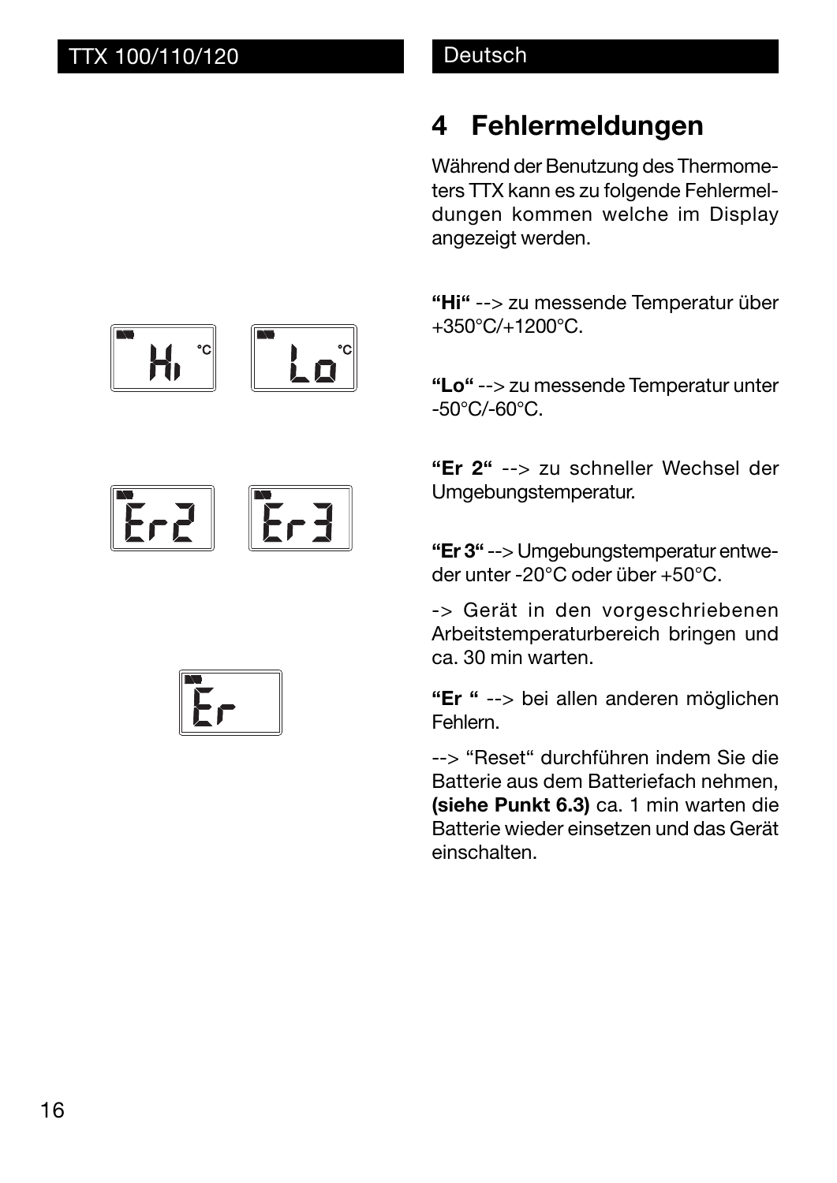## 4 Fehlermeldungen

Während der Benutzung des Thermometers TTX kann es zu folgende Fehlermeldungen kommen welche im Display angezeigt werden.

**“Hi“** --> zu messende Temperatur über +350°C/+1200°C.

**“Lo“** --> zu messende Temperatur unter -50°C/-60°C.

**“Er 2“** --> zu schneller Wechsel der Umgebungstemperatur.

**“Er 3“** --> Umgebungstemperatur entweder unter -20°C oder über +50°C.

-> Gerät in den vorgeschriebenen Arbeitstemperaturbereich bringen und ca. 30 min warten.

**“Er “** --> bei allen anderen möglichen Fehlern.

--> “Reset“ durchführen indem Sie die Batterie aus dem Batteriefach nehmen, **(siehe Punkt 6.3)** ca. 1 min warten die Batterie wieder einsetzen und das Gerät einschalten.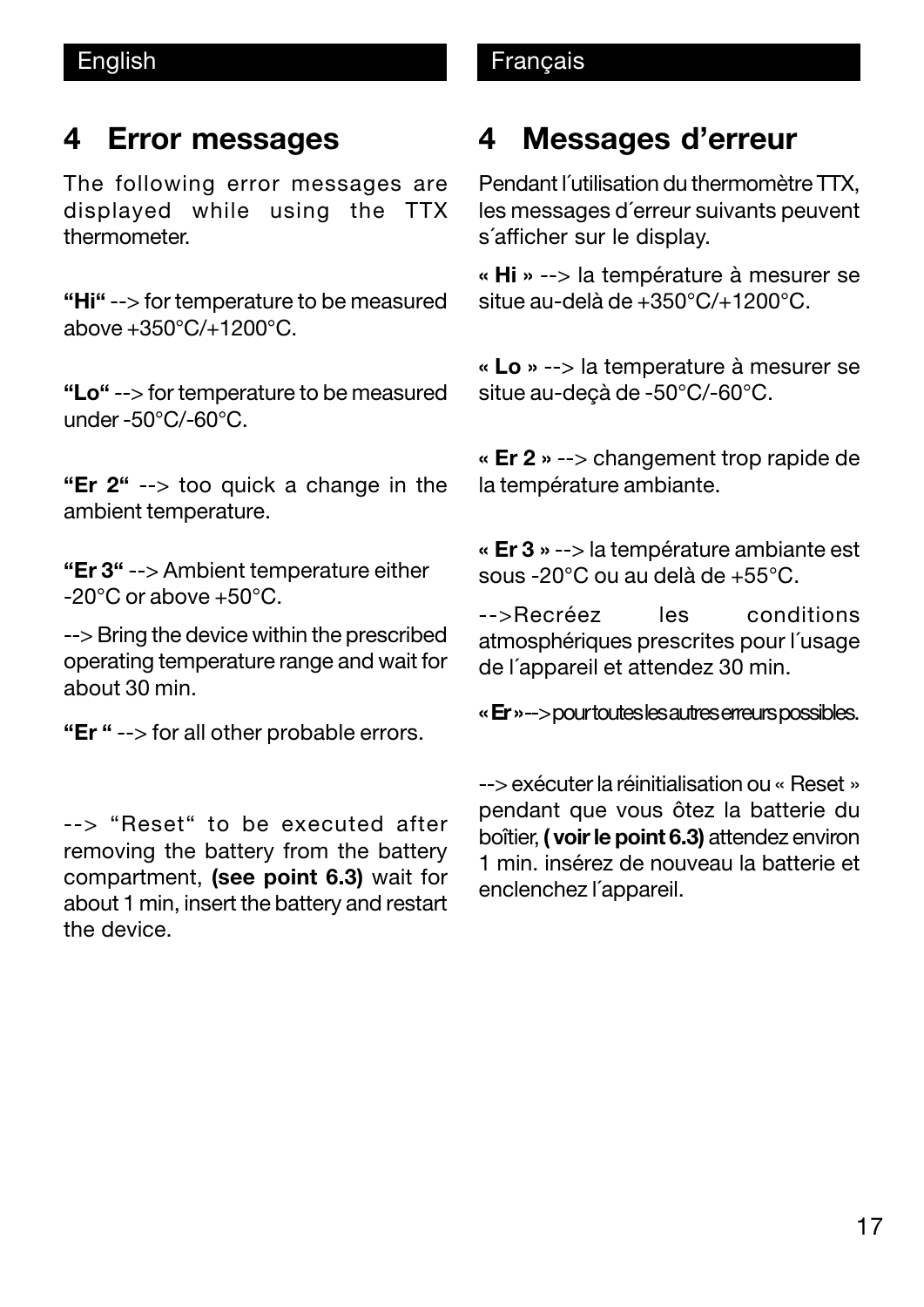English

# 4 Error messages

The following error messages are displayed while using the TTX thermometer.

**“Hi“** --> for temperature to be measured above +350°C/+1200°C.

**“Lo“** --> for temperature to be measured under -50°C/-60°C.

**“Er 2“** --> too quick a change in the ambient temperature.

**“Er 3“** --> Ambient temperature either -20°C or above +50°C.

--> Bring the device within the prescribed operating temperature range and wait for about 30 min.

**“Er “** --> for all other probable errors.

--> “Reset“ to be executed after removing the battery from the battery compartment, **(see point 6.3)** wait for about 1 min, insert the battery and restart the device.

Français

# 4 Messages d’erreur

Pendant l´utilisation du thermomètre TTX, les messages d´erreur suivants peuvent s´afficher sur le display.

**« Hi »** --> la température à mesurer se situe au-delà de +350°C/+1200°C.

**« Lo »** --> la temperature à mesurer se situe au-deçà de -50°C/-60°C.

**« Er 2 »** --> changement trop rapide de la température ambiante.

**« Er 3 »** --> la température ambiante est sous -20°C ou au delà de +55°C.

-->Recréez les conditions atmosphériques prescrites pour l´usage de l´appareil et attendez 30 min.

**« Er »**--> pour toutes les autres erreurs possibles.

--> exécuter la réinitialisation ou « Reset » pendant que vous ôtez la batterie du boîtier, **( voir le point 6.3)** attendez environ 1 min. insérez de nouveau la batterie et enclenchez l´appareil.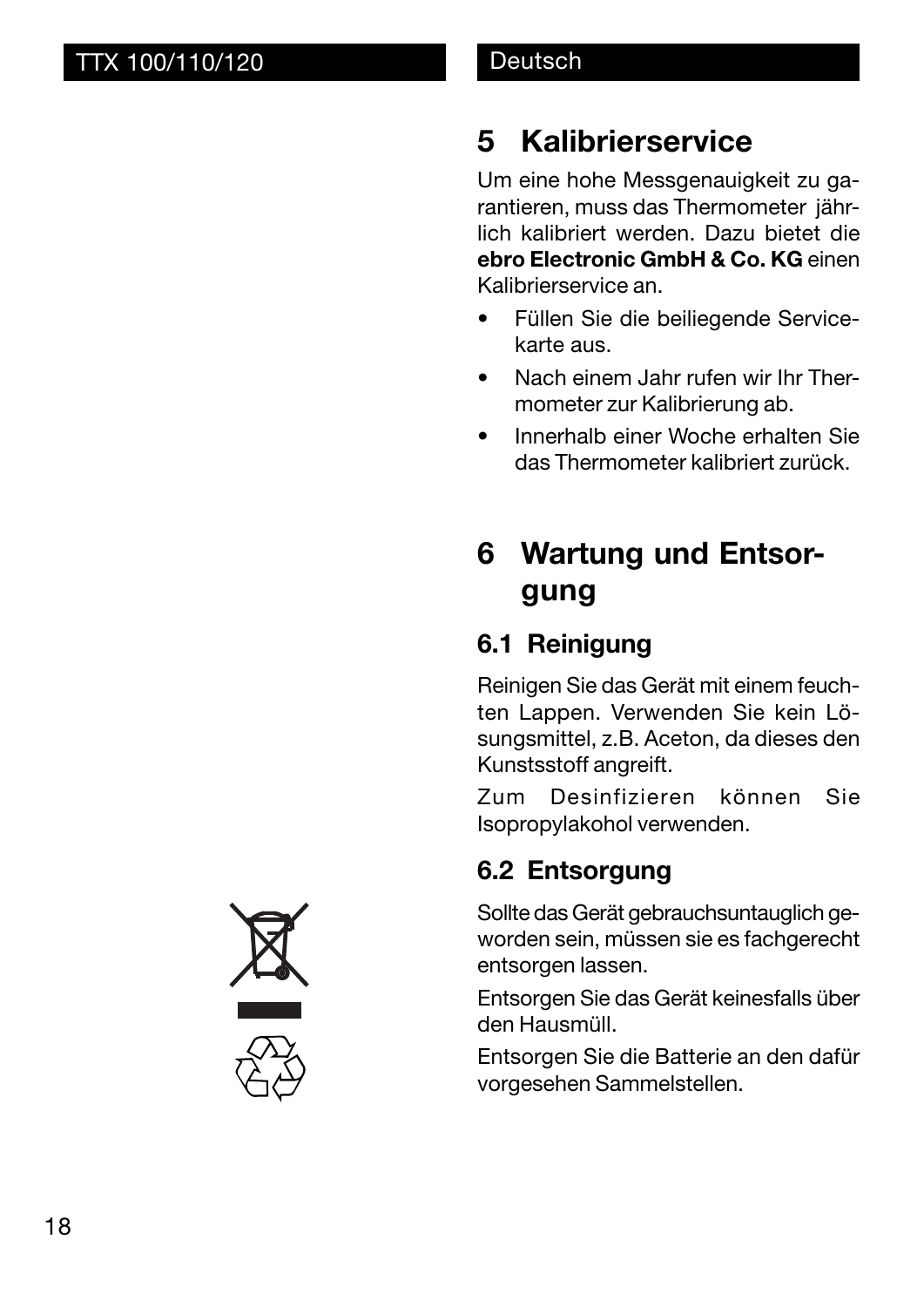# 5 Kalibrierservice

Um eine hohe Messgenauigkeit zu garantieren, muss das Thermometer jährlich kalibriert werden. Dazu bietet die **ebro Electronic GmbH & Co. KG** einen Kalibrierservice an.

- Füllen Sie die beiliegende Servicekarte aus.
- Nach einem Jahr rufen wir Ihr Thermometer zur Kalibrierung ab.
- Innerhalb einer Woche erhalten Sie das Thermometer kalibriert zurück.

# 6 Wartung und Entsorgung

## 6.1 Reinigung

Reinigen Sie das Gerät mit einem feuchten Lappen. Verwenden Sie kein Lösungsmittel, z.B. Aceton, da dieses den Kunststsstoff angreift.

Zum Desinfizieren können Sie Isopropylakohol verwenden.

## 6.2 Entsorgung

Sollte das Gerät gebrauchsuntauglich geworden sein, müssen sie es fachgerecht entsorgen lassen.

Entsorgen Sie das Gerät keinesfalls über den Hausmüll.

Entsorgen Sie die Batterie an den dafür vorgesehen Sammelstellen.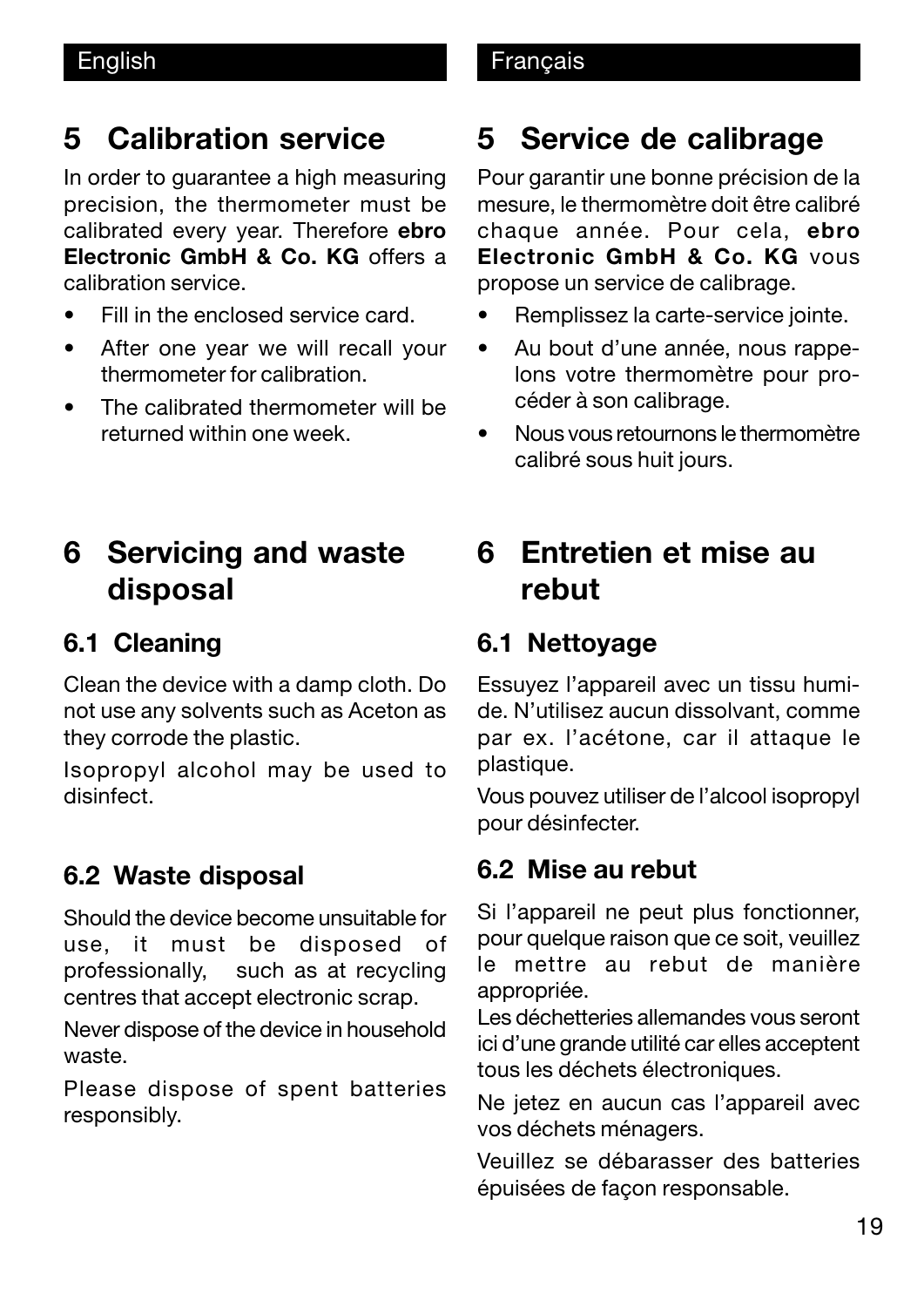English

# 5 Calibration service

In order to guarantee a high measuring precision, the thermometer must be calibrated every year. Therefore **ebro Electronic GmbH & Co. KG** offers a calibration service.

- Fill in the enclosed service card.
- After one year we will recall your thermometer for calibration.
- The calibrated thermometer will be returned within one week.

# 6 Servicing and waste disposal

## 6.1 Cleaning

Clean the device with a damp cloth. Do not use any solvents such as Aceton as they corrode the plastic.

Isopropyl alcohol may be used to disinfect.

## 6.2 Waste disposal

Should the device become unsuitable for use, it must be disposed of professionally, such as at recycling centres that accept electronic scrap.

Never dispose of the device in household waste.

Please dispose of spent batteries responsibly.

Français

# 5 Service de calibrage

Pour garantir une bonne précision de la mesure, le thermomètre doit être calibré chaque année. Pour cela, **ebro Electronic GmbH & Co. KG** vous propose un service de calibrage.

- Remplissez la carte-service jointe.
- Au bout d'une année, nous rappelons votre thermomètre pour procéder à son calibrage.
- Nous vous retournons le thermomètre calibré sous huit jours.

# 6 Entretien et mise au rebut

## 6.1 Nettoyage

Essuyez l'appareil avec un tissu humide. N'utilisez aucun dissolvant, comme par ex. l'acétone, car il attaque le plastique.

Vous pouvez utiliser de l'alcool isopropyl pour désinfecter.

## 6.2 Mise au rebut

Si l'appareil ne peut plus fonctionner, pour quelque raison que ce soit, veuillez le mettre au rebut de manière appropriée.

Les déchetteries allemandes vous seront ici d'une grande utilité car elles acceptent tous les déchets électroniques.

Ne jetez en aucun cas l'appareil avec vos déchets ménagers.

Veuillez se débarasser des batteries épuisées de façon responsable.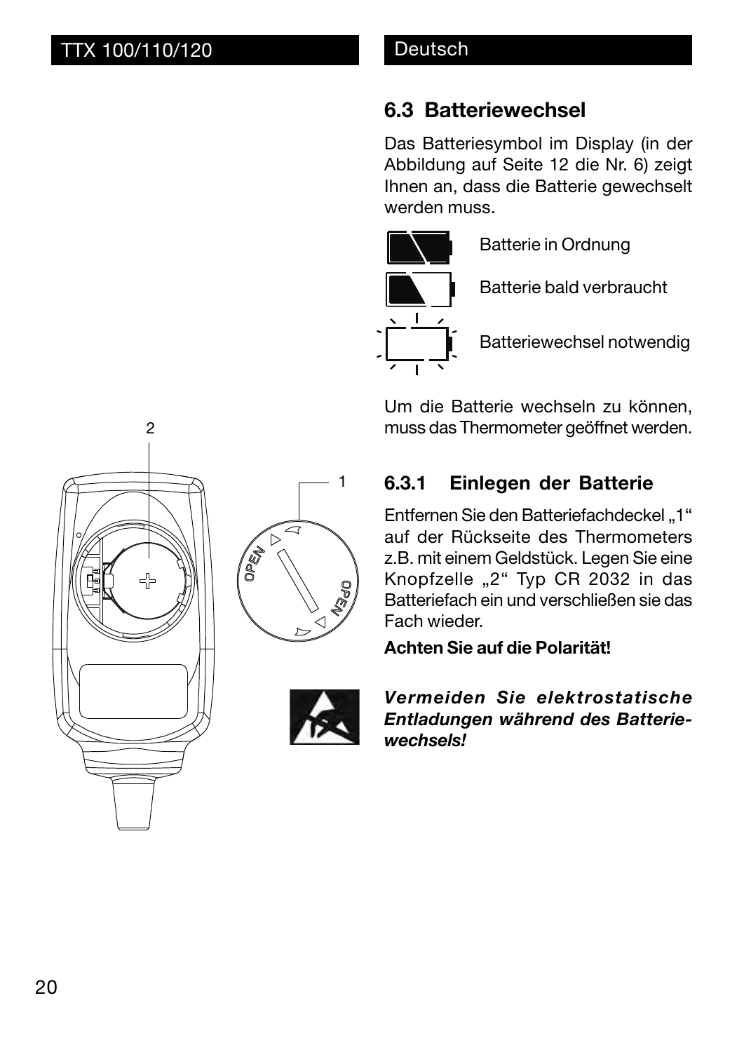## 6.3 Batteriewechsel

Das Batteriesymbol im Display (in der Abbildung auf Seite 12 die Nr. 6) zeigt Ihnen an, dass die Batterie gewechselt werden muss.

Batterie in Ordnung

Batterie bald verbraucht

Batteriewechsel notwendig

Um die Batterie wechseln zu können, muss das Thermometer geöffnet werden.

### 6.3.1 Einlegen der Batterie

Entfernen Sie den Batteriefachdeckel „1" auf der Rückseite des Thermometers z.B. mit einem Geldstück. Legen Sie eine Knopfzelle „2" Typ CR 2032 in das Batteriefach ein und verschließen sie das Fach wieder.

**Achten Sie auf die Polarität!**

***Vermeiden Sie elektrostatische Entladungen während des Batteriewechsels!***

2

1

OPEN

OPEN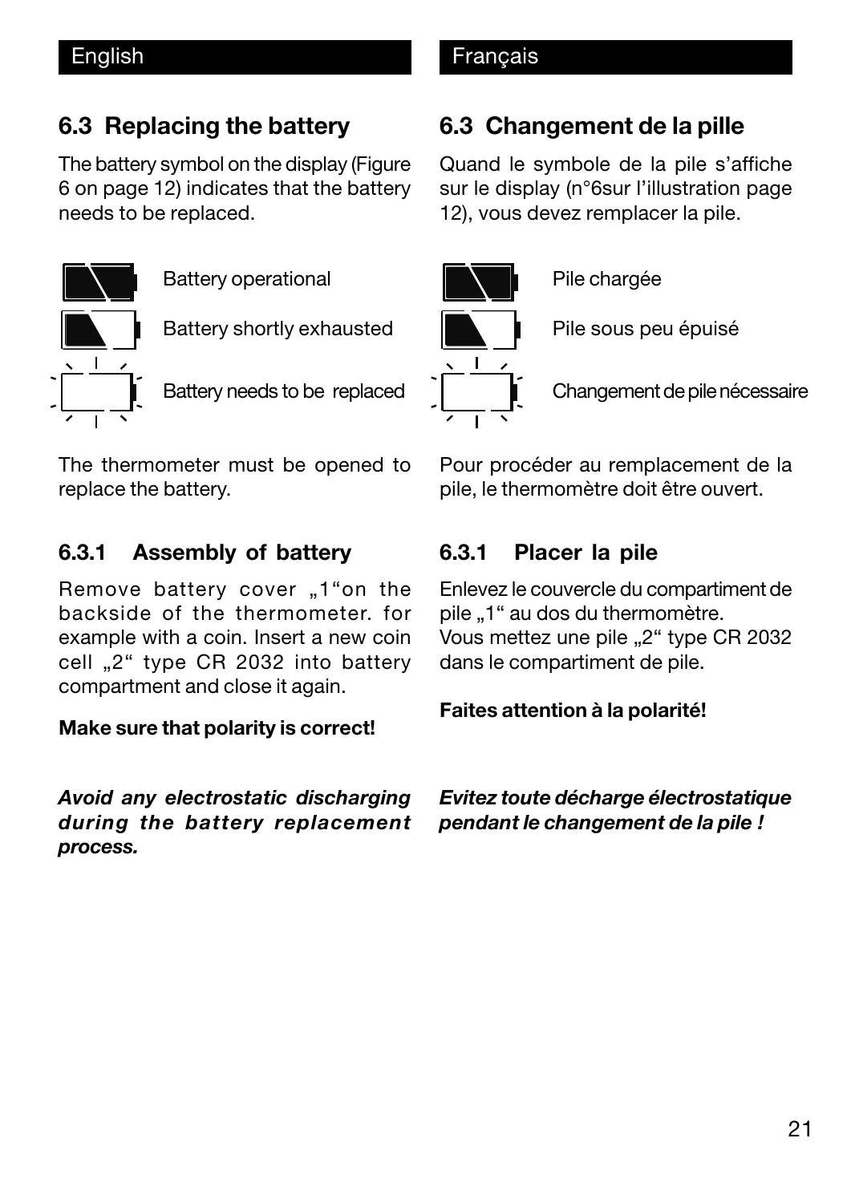English

## 6.3 Replacing the battery

The battery symbol on the display (Figure 6 on page 12) indicates that the battery needs to be replaced.

Battery operational

Battery shortly exhausted

Battery needs to be replaced

The thermometer must be opened to replace the battery.

### 6.3.1 Assembly of battery

Remove battery cover „1“on the backside of the thermometer. for example with a coin. Insert a new coin cell „2“ type CR 2032 into battery compartment and close it again.

**Make sure that polarity is correct!**

***Avoid any electrostatic discharging during the battery replacement process.***

Français

## 6.3 Changement de la pille

Quand le symbole de la pile s'affiche sur le display (n°6sur l'illustration page 12), vous devez remplacer la pile.

Pile chargée

Pile sous peu épuisé

Changement de pile nécessaire

Pour procéder au remplacement de la pile, le thermomètre doit être ouvert.

### 6.3.1 Placer la pile

Enlevez le couvercle du compartiment de pile „1“ au dos du thermomètre.
Vous mettez une pile „2“ type CR 2032 dans le compartiment de pile.

**Faites attention à la polarité!**

***Evitez toute décharge électrostatique pendant le changement de la pile !***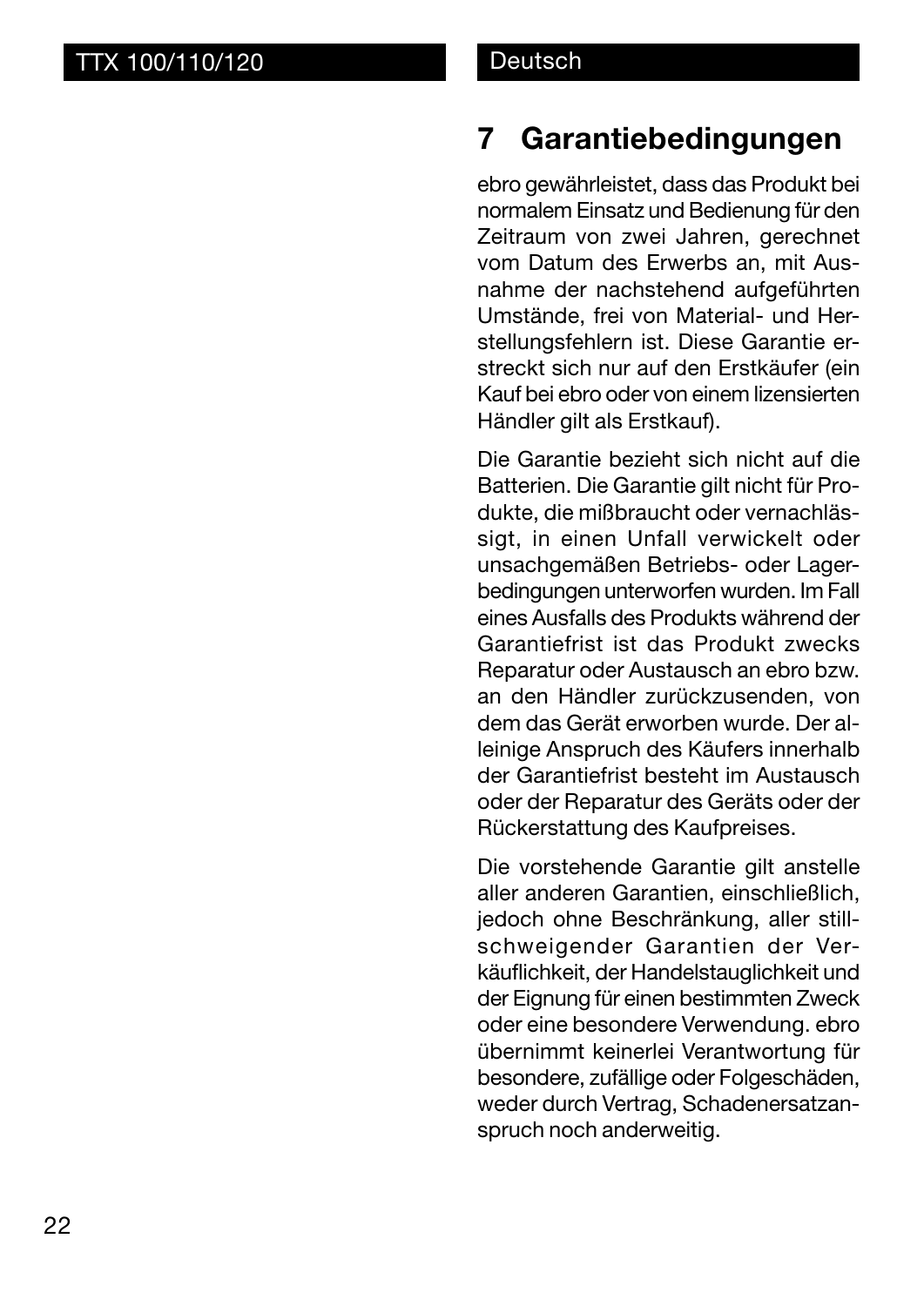# 7 Garantiebedingungen

ebro gewährleistet, dass das Produkt bei normalem Einsatz und Bedienung für den Zeitraum von zwei Jahren, gerechnet vom Datum des Erwerbs an, mit Ausnahme der nachstehend aufgeführten Umstände, frei von Material- und Herstellungsfehlern ist. Diese Garantie erstreckt sich nur auf den Erstkäufer (ein Kauf bei ebro oder von einem lizensierten Händler gilt als Erstkauf).

Die Garantie bezieht sich nicht auf die Batterien. Die Garantie gilt nicht für Produkte, die mißbraucht oder vernachlässigt, in einen Unfall verwickelt oder unsachgemäßen Betriebs- oder Lagerbedingungen unterworfen wurden. Im Fall eines Ausfalls des Produkts während der Garantiefrist ist das Produkt zwecks Reparatur oder Austausch an ebro bzw. an den Händler zurückzusenden, von dem das Gerät erworben wurde. Der alleinige Anspruch des Käufers innerhalb der Garantiefrist besteht im Austausch oder der Reparatur des Geräts oder der Rückerstattung des Kaufpreises.

Die vorstehende Garantie gilt anstelle aller anderen Garantien, einschließlich, jedoch ohne Beschränkung, aller stillschweigender Garantien der Verkäuflichkeit, der Handelstauglichkeit und der Eignung für einen bestimmten Zweck oder eine besondere Verwendung. ebro übernimmt keinerlei Verantwortung für besondere, zufällige oder Folgeschäden, weder durch Vertrag, Schadenersatzanspruch noch anderweitig.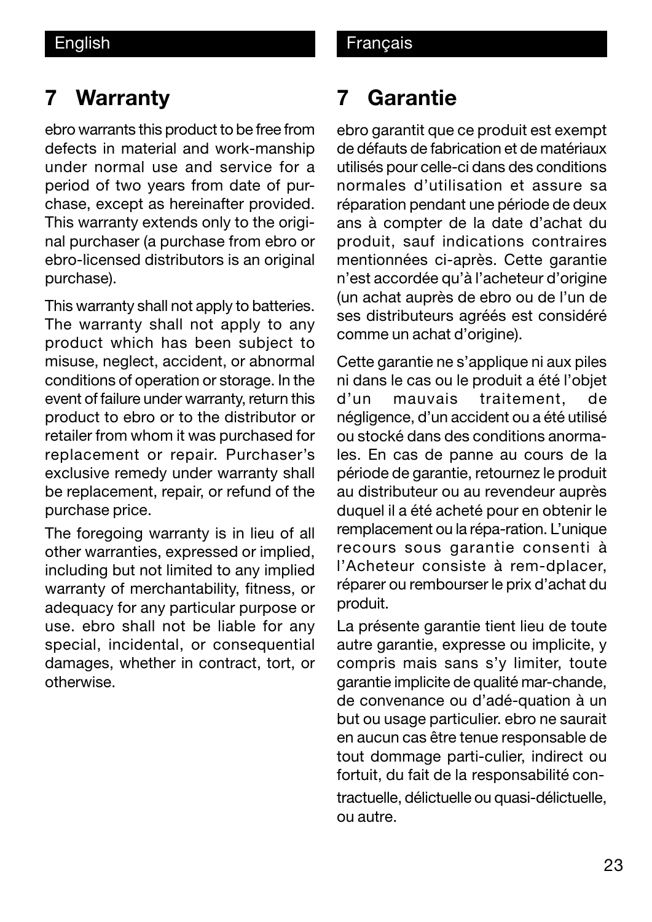English

## 7 Warranty

ebro warrants this product to be free from defects in material and work-manship under normal use and service for a period of two years from date of purchase, except as hereinafter provided. This warranty extends only to the original purchaser (a purchase from ebro or ebro-licensed distributors is an original purchase).

This warranty shall not apply to batteries. The warranty shall not apply to any product which has been subject to misuse, neglect, accident, or abnormal conditions of operation or storage. In the event of failure under warranty, return this product to ebro or to the distributor or retailer from whom it was purchased for replacement or repair. Purchaser's exclusive remedy under warranty shall be replacement, repair, or refund of the purchase price.

The foregoing warranty is in lieu of all other warranties, expressed or implied, including but not limited to any implied warranty of merchantability, fitness, or adequacy for any particular purpose or use. ebro shall not be liable for any special, incidental, or consequential damages, whether in contract, tort, or otherwise.

Français

## 7 Garantie

ebro garantit que ce produit est exempt de défauts de fabrication et de matériaux utilisés pour celle-ci dans des conditions normales d'utilisation et assure sa réparation pendant une période de deux ans à compter de la date d'achat du produit, sauf indications contraires mentionnées ci-après. Cette garantie n'est accordée qu'à l'acheteur d'origine (un achat auprès de ebro ou de l'un de ses distributeurs agréés est considéré comme un achat d'origine).

Cette garantie ne s'applique ni aux piles ni dans le cas ou le produit a été l'objet d'un mauvais traitement, de négligence, d'un accident ou a été utilisé ou stocké dans des conditions anormales. En cas de panne au cours de la période de garantie, retournez le produit au distributeur ou au revendeur auprès duquel il a été acheté pour en obtenir le remplacement ou la répa-ration. L'unique recours sous garantie consenti à l'Acheteur consiste à rem-dplacer, réparer ou rembourser le prix d'achat du produit.

La présente garantie tient lieu de toute autre garantie, expresse ou implicite, y compris mais sans s'y limiter, toute garantie implicite de qualité mar-chande, de convenance ou d'adé-quation à un but ou usage particulier. ebro ne saurait en aucun cas être tenue responsable de tout dommage parti-culier, indirect ou fortuit, du fait de la responsabilité contractuelle, délictuelle ou quasi-délictuelle, ou autre.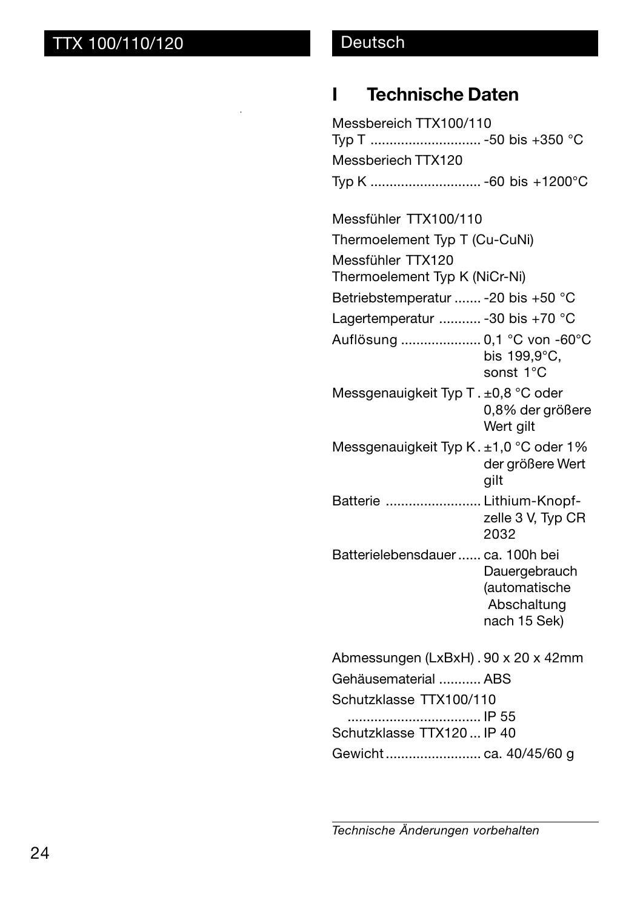# I Technische Daten

Messbereich TTX100/110
Typ T ............................ -50 bis +350 °C

Messberiech TTX120

Typ K ............................ -60 bis +1200°C

Messfühler TTX100/110

Thermoelement Typ T (Cu-CuNi)

Messfühler TTX120
Thermoelement Typ K (NiCr-Ni)

Betriebstemperatur ....... -20 bis +50 °C

Lagertemperatur ........... -30 bis +70 °C

Auflösung ..................... 0,1 °C von -60°C bis 199,9°C, sonst 1°C

Messgenauigkeit Typ T . ±0,8 °C oder 0,8% der größere Wert gilt

Messgenauigkeit Typ K . ±1,0 °C oder 1% der größere Wert gilt

Batterie ......................... Lithium-Knopfzelle 3 V, Typ CR 2032

Batterielebensdauer ...... ca. 100h bei Dauergebrauch (automatische Abschaltung nach 15 Sek)

Abmessungen (LxBxH) . 90 x 20 x 42mm

Gehäusematerial ........... ABS

Schutzklasse TTX100/110
.................................. IP 55

Schutzklasse TTX120 ... IP 40

Gewicht ......................... ca. 40/45/60 g

*Technische Änderungen vorbehalten*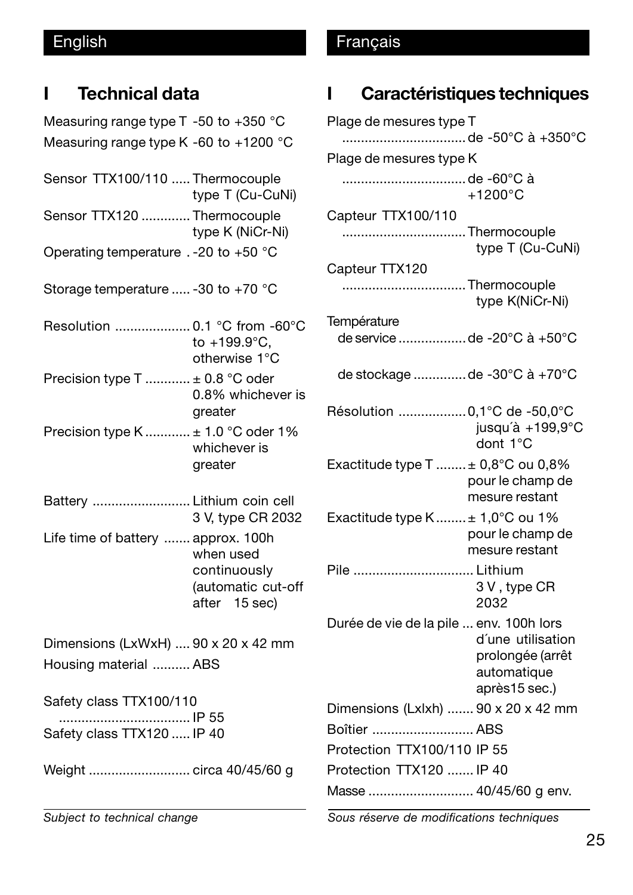## English

# I Technical data

| | |
|---|---|
| Measuring range type T | -50 to +350 °C |
| Measuring range type K | -60 to +1200 °C |
| Sensor TTX100/110 | Thermocouple type T (Cu-CuNi) |
| Sensor TTX120 | Thermocouple type K (NiCr-Ni) |
| Operating temperature | -20 to +50 °C |
| Storage temperature | -30 to +70 °C |
| Resolution | 0.1 °C from -60°C to +199.9°C, otherwise 1°C |
| Precision type T | ± 0.8 °C oder 0.8% whichever is greater |
| Precision type K | ± 1.0 °C oder 1% whichever is greater |
| Battery | Lithium coin cell 3 V, type CR 2032 |
| Life time of battery | approx. 100h when used continuously (automatic cut-off after 15 sec) |
| Dimensions (LxWxH) | 90 x 20 x 42 mm |
| Housing material | ABS |
| Safety class TTX100/110 | IP 55 |
| Safety class TTX120 | IP 40 |
| Weight | circa 40/45/60 g |

*Subject to technical change*

## Français

# I Caractéristiques techniques

| | |
|---|---|
| Plage de mesures type T | de -50°C à +350°C |
| Plage de mesures type K | de -60°C à +1200°C |
| Capteur TTX100/110 | Thermocouple type T (Cu-CuNi) |
| Capteur TTX120 | Thermocouple type K(NiCr-Ni) |
| Température de service | de -20°C à +50°C |
| de stockage | de -30°C à +70°C |
| Résolution | 0,1°C de -50,0°C jusqu´à +199,9°C dont 1°C |
| Exactitude type T | ± 0,8°C ou 0,8% pour le champ de mesure restant |
| Exactitude type K | ± 1,0°C ou 1% pour le champ de mesure restant |
| Pile | Lithium 3 V , type CR 2032 |
| Durée de vie de la pile | env. 100h lors d´une utilisation prolongée (arrêt automatique après15 sec.) |
| Dimensions (Lxlxh) | 90 x 20 x 42 mm |
| Boîtier | ABS |
| Protection TTX100/110 | IP 55 |
| Protection TTX120 | IP 40 |
| Masse | 40/45/60 g env. |

*Sous réserve de modifications techniques*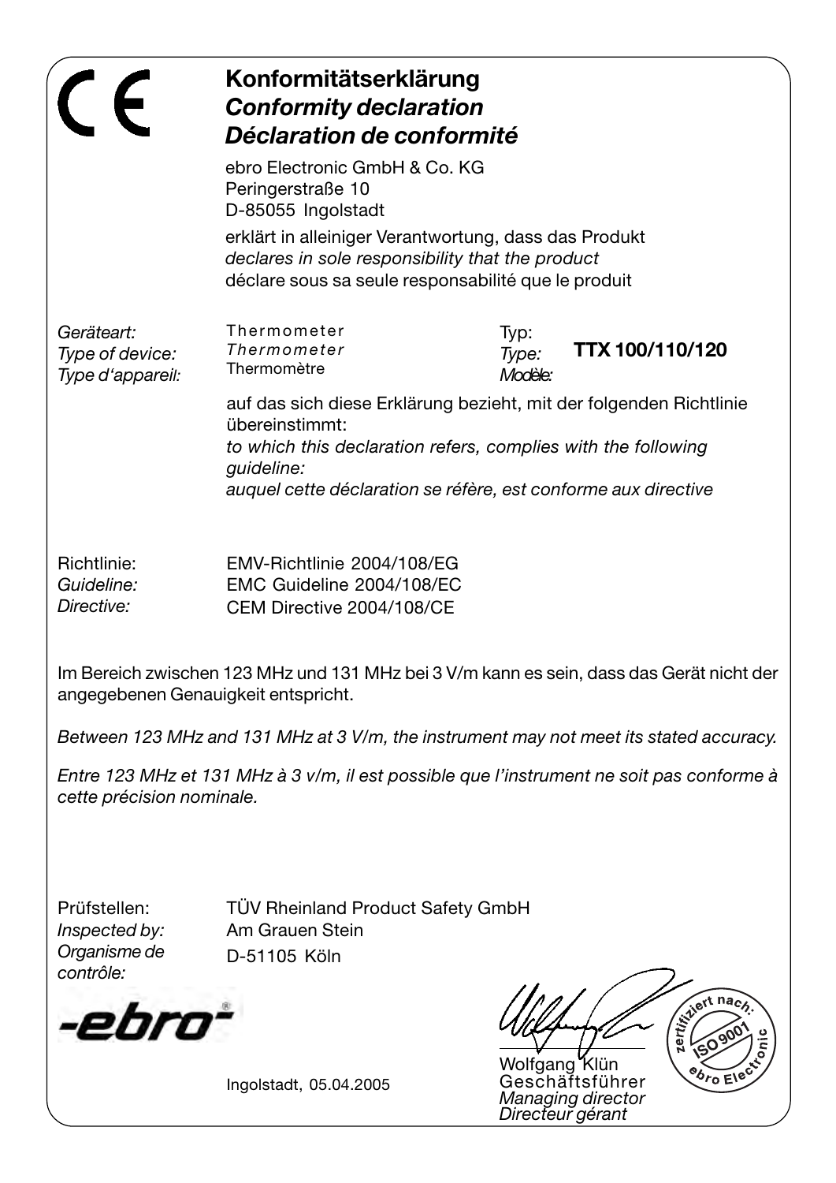CE

# Konformitätserklärung
## *Conformity declaration*
## *Déclaration de conformité*

ebro Electronic GmbH & Co. KG
Peringerstraße 10
D-85055 Ingolstadt

erklärt in alleiniger Verantwortung, dass das Produkt
*declares in sole responsibility that the product*
déclare sous sa seule responsabilité que le produit

| | | | |
|---|---|---|---|
| *Geräteart:*<br>*Type of device:*<br>*Type d'appareil:* | Thermometer<br>*Thermometer*<br>Thermomètre | Typ:<br>*Type:*<br>*Modèle:* | **TTX 100/110/120** |

auf das sich diese Erklärung bezieht, mit der folgenden Richtlinie übereinstimmt:
*to which this declaration refers, complies with the following guideline:*
*auquel cette déclaration se réfère, est conforme aux directive*

| | |
|---|---|
| Richtlinie:<br>*Guideline:*<br>*Directive:* | EMV-Richtlinie 2004/108/EG<br>EMC Guideline 2004/108/EC<br>CEM Directive 2004/108/CE |

Im Bereich zwischen 123 MHz und 131 MHz bei 3 V/m kann es sein, dass das Gerät nicht der angegebenen Genauigkeit entspricht.

*Between 123 MHz and 131 MHz at 3 V/m, the instrument may not meet its stated accuracy.*

*Entre 123 MHz et 131 MHz à 3 v/m, il est possible que l'instrument ne soit pas conforme à cette précision nominale.*

| | |
|---|---|
| Prüfstellen:<br>*Inspected by:*<br>*Organisme de contrôle:* | TÜV Rheinland Product Safety GmbH<br>Am Grauen Stein<br>D-51105 Köln |

-ebro-

Ingolstadt, 05.04.2005

Wolfgang Klün
Geschäftsführer
*Managing director*
*Directeur gérant*

zertifiziert nach: ISO 9001 ebro Electronic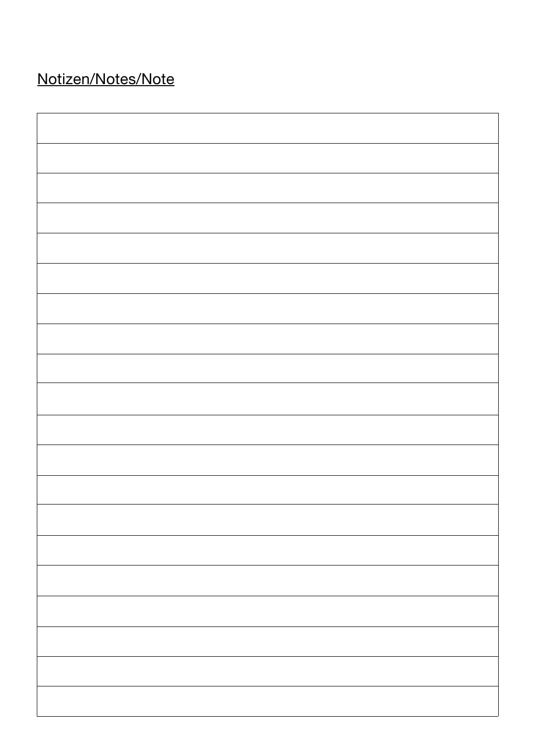Notizen/Notes/Note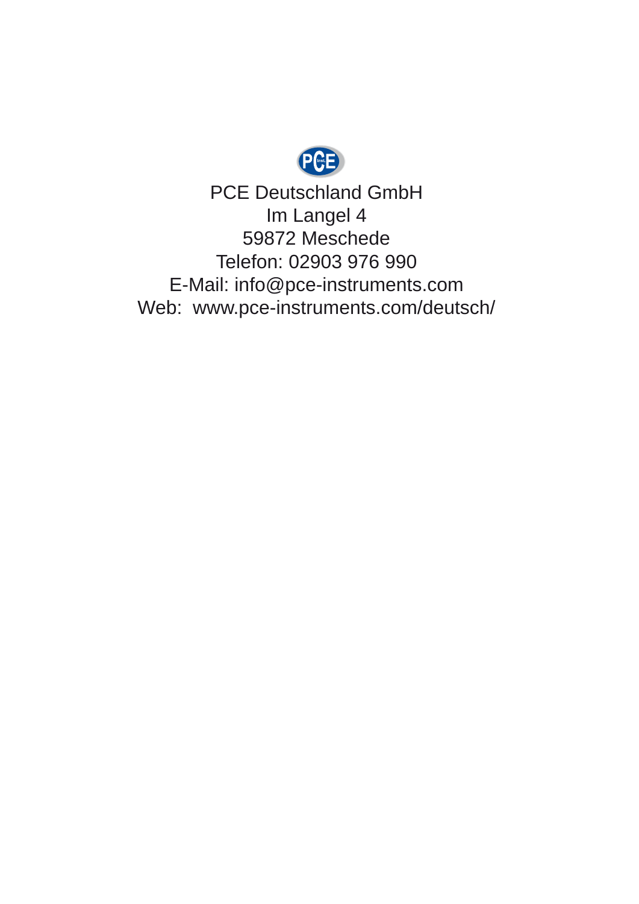PCE Deutschland GmbH
Im Langel 4
59872 Meschede
Telefon: 02903 976 990
E-Mail: info@pce-instruments.com
Web: www.pce-instruments.com/deutsch/